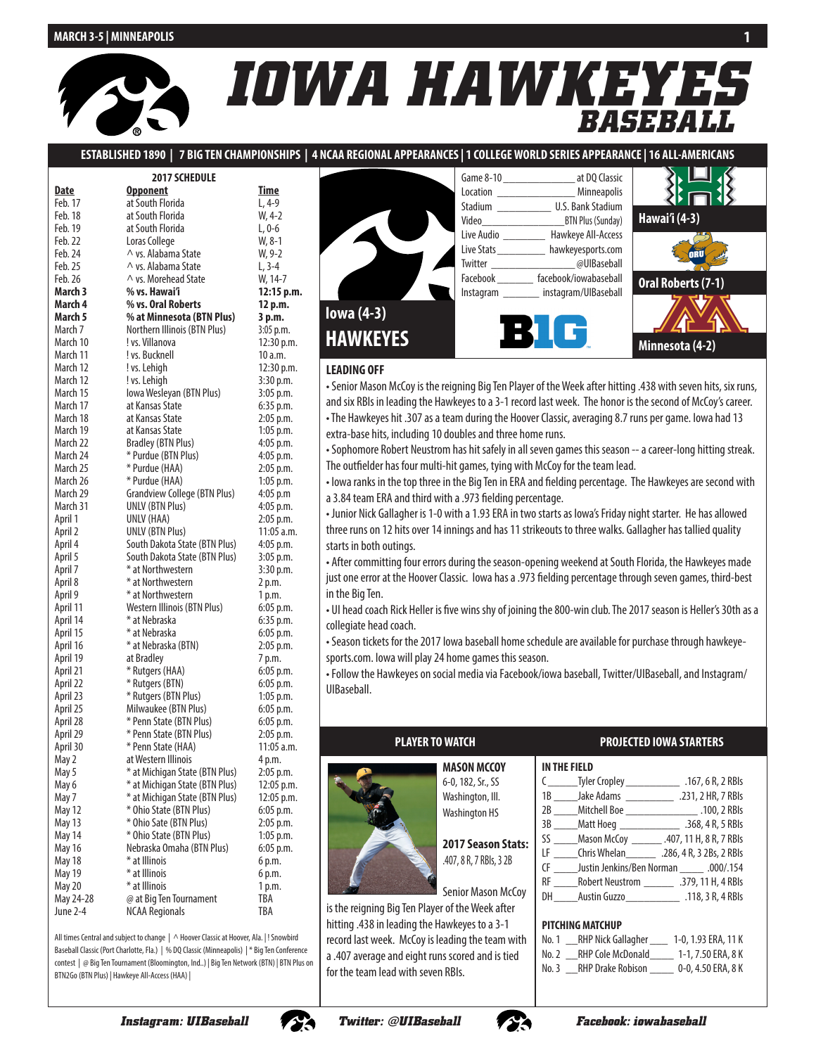MARCH 3-5 | MINNEAPOLIS

# IOWA HAWKEYES BASEBALL

**ESTABLISHED 1890 | 7 BIG TEN CHAMPIONSHIPS | 4 NCAA REGIONAL APPEARANCES | 1 COLLEGE WORLD SERIES APPEARANCE | 16 ALL-AMERICANS**

## 2017 SCHEDULE

| Date | Opponent | Time |
|---|---|---|
| Feb. 17 | at South Florida | L, 4-9 |
| Feb. 18 | at South Florida | W, 4-2 |
| Feb. 19 | at South Florida | L, 0-6 |
| Feb. 22 | Loras College | W, 8-1 |
| Feb. 24 | ^ vs. Alabama State | W, 9-2 |
| Feb. 25 | ^ vs. Alabama State | L, 3-4 |
| Feb. 26 | ^ vs. Morehead State | W, 14-7 |
| **March 3** | **% vs. Hawai'i** | **12:15 p.m.** |
| **March 4** | **% vs. Oral Roberts** | **12 p.m.** |
| **March 5** | **% at Minnesota (BTN Plus)** | **3 p.m.** |
| March 7 | Northern Illinois (BTN Plus) | 3:05 p.m. |
| March 10 | ! vs. Villanova | 12:30 p.m. |
| March 11 | ! vs. Bucknell | 10 a.m. |
| March 12 | ! vs. Lehigh | 12:30 p.m. |
| March 12 | ! vs. Lehigh | 3:30 p.m. |
| March 15 | Iowa Wesleyan (BTN Plus) | 3:05 p.m. |
| March 17 | at Kansas State | 6:35 p.m. |
| March 18 | at Kansas State | 2:05 p.m. |
| March 19 | at Kansas State | 1:05 p.m. |
| March 22 | Bradley (BTN Plus) | 4:05 p.m. |
| March 24 | * Purdue (BTN Plus) | 4:05 p.m. |
| March 25 | * Purdue (HAA) | 2:05 p.m. |
| March 26 | * Purdue (HAA) | 1:05 p.m. |
| March 29 | Grandview College (BTN Plus) | 4:05 p.m |
| March 31 | UNLV (BTN Plus) | 4:05 p.m. |
| April 1 | UNLV (HAA) | 2:05 p.m. |
| April 2 | UNLV (BTN Plus) | 11:05 a.m. |
| April 4 | South Dakota State (BTN Plus) | 4:05 p.m. |
| April 5 | South Dakota State (BTN Plus) | 3:05 p.m. |
| April 7 | * at Northwestern | 3:30 p.m. |
| April 8 | * at Northwestern | 2 p.m. |
| April 9 | * at Northwestern | 1 p.m. |
| April 11 | Western Illinois (BTN Plus) | 6:05 p.m. |
| April 14 | * at Nebraska | 6:35 p.m. |
| April 15 | * at Nebraska | 6:05 p.m. |
| April 16 | * at Nebraska (BTN) | 2:05 p.m. |
| April 19 | at Bradley | 7 p.m. |
| April 21 | * Rutgers (HAA) | 6:05 p.m. |
| April 22 | * Rutgers (BTN) | 6:05 p.m. |
| April 23 | * Rutgers (BTN Plus) | 1:05 p.m. |
| April 25 | Milwaukee (BTN Plus) | 6:05 p.m. |
| April 28 | * Penn State (BTN Plus) | 6:05 p.m. |
| April 29 | * Penn State (BTN Plus) | 2:05 p.m. |
| April 30 | * Penn State (HAA) | 11:05 a.m. |
| May 2 | at Western Illinois | 4 p.m. |
| May 5 | * at Michigan State (BTN Plus) | 2:05 p.m. |
| May 6 | * at Michigan State (BTN Plus) | 12:05 p.m. |
| May 7 | * at Michigan State (BTN Plus) | 12:05 p.m. |
| May 12 | * Ohio State (BTN Plus) | 6:05 p.m. |
| May 13 | * Ohio Sate (BTN Plus) | 2:05 p.m. |
| May 14 | * Ohio State (BTN Plus) | 1:05 p.m. |
| May 16 | Nebraska Omaha (BTN Plus) | 6:05 p.m. |
| May 18 | * at Illinois | 6 p.m. |
| May 19 | * at Illinois | 6 p.m. |
| May 20 | * at Illinois | 1 p.m. |
| May 24-28 | @ at Big Ten Tournament | TBA |
| June 2-4 | NCAA Regionals | TBA |

All times Central and subject to change | ^ Hoover Classic at Hoover, Ala. | ! Snowbird Baseball Classic (Port Charlotte, Fla.) | % DQ Classic (Minneapolis) | * Big Ten Conference contest | @ Big Ten Tournament (Bloomington, Ind.) | Big Ten Network (BTN) | BTN Plus on BTN2Go (BTN Plus) | Hawkeye All-Access (HAA) |

**Iowa (4-3) HAWKEYES**

| | |
|---|---|
| Game 8-10 | at DQ Classic |
| Location | Minneapolis |
| Stadium | U.S. Bank Stadium |
| Video | BTN Plus (Sunday) |
| Live Audio | Hawkeye All-Access |
| Live Stats | hawkeyesports.com |
| Twitter | @UIBaseball |
| Facebook | facebook/iowabaseball |
| Instagram | instagram/UIBaseball |

**Hawai'i (4-3)**

**Oral Roberts (7-1)**

**Minnesota (4-2)**

## LEADING OFF

- Senior Mason McCoy is the reigning Big Ten Player of the Week after hitting .438 with seven hits, six runs, and six RBIs in leading the Hawkeyes to a 3-1 record last week. The honor is the second of McCoy's career.
- The Hawkeyes hit .307 as a team during the Hoover Classic, averaging 8.7 runs per game. Iowa had 13 extra-base hits, including 10 doubles and three home runs.
- Sophomore Robert Neustrom has hit safely in all seven games this season -- a career-long hitting streak. The outfielder has four multi-hit games, tying with McCoy for the team lead.
- Iowa ranks in the top three in the Big Ten in ERA and fielding percentage. The Hawkeyes are second with a 3.84 team ERA and third with a .973 fielding percentage.
- Junior Nick Gallagher is 1-0 with a 1.93 ERA in two starts as Iowa's Friday night starter. He has allowed three runs on 12 hits over 14 innings and has 11 strikeouts to three walks. Gallagher has tallied quality starts in both outings.
- After committing four errors during the season-opening weekend at South Florida, the Hawkeyes made just one error at the Hoover Classic. Iowa has a .973 fielding percentage through seven games, third-best in the Big Ten.
- UI head coach Rick Heller is five wins shy of joining the 800-win club. The 2017 season is Heller's 30th as a collegiate head coach.
- Season tickets for the 2017 Iowa baseball home schedule are available for purchase through hawkeyesports.com. Iowa will play 24 home games this season.
- Follow the Hawkeyes on social media via Facebook/iowa baseball, Twitter/UIBaseball, and Instagram/UIBaseball.

## PLAYER TO WATCH

**MASON MCCOY**
6-0, 182, Sr., SS
Washington, Ill.
Washington HS

**2017 Season Stats:**
.407, 8 R, 7 RBIs, 3 2B

Senior Mason McCoy is the reigning Big Ten Player of the Week after hitting .438 in leading the Hawkeyes to a 3-1 record last week. McCoy is leading the team with a .407 average and eight runs scored and is tied for the team lead with seven RBIs.

## PROJECTED IOWA STARTERS

**IN THE FIELD**

| Pos. | Player | Stats |
|---|---|---|
| C | Tyler Cropley | .167, 6 R, 2 RBIs |
| 1B | Jake Adams | .231, 2 HR, 7 RBIs |
| 2B | Mitchell Boe | .100, 2 RBIs |
| 3B | Matt Hoeg | .368, 4 R, 5 RBIs |
| SS | Mason McCoy | .407, 11 H, 8 R, 7 RBIs |
| LF | Chris Whelan | .286, 4 R, 3 2Bs, 2 RBIs |
| CF | Justin Jenkins/Ben Norman | .000/.154 |
| RF | Robert Neustrom | .379, 11 H, 4 RBIs |
| DH | Austin Guzzo | .118, 3 R, 4 RBIs |

**PITCHING MATCHUP**

| No. | Pitcher | Stats |
|---|---|---|
| No. 1 | RHP Nick Gallagher | 1-0, 1.93 ERA, 11 K |
| No. 2 | RHP Cole McDonald | 1-1, 7.50 ERA, 8 K |
| No. 3 | RHP Drake Robison | 0-0, 4.50 ERA, 8 K |

**Instagram: UIBaseball** | **Twitter: @UIBaseball** | **Facebook: iowabaseball**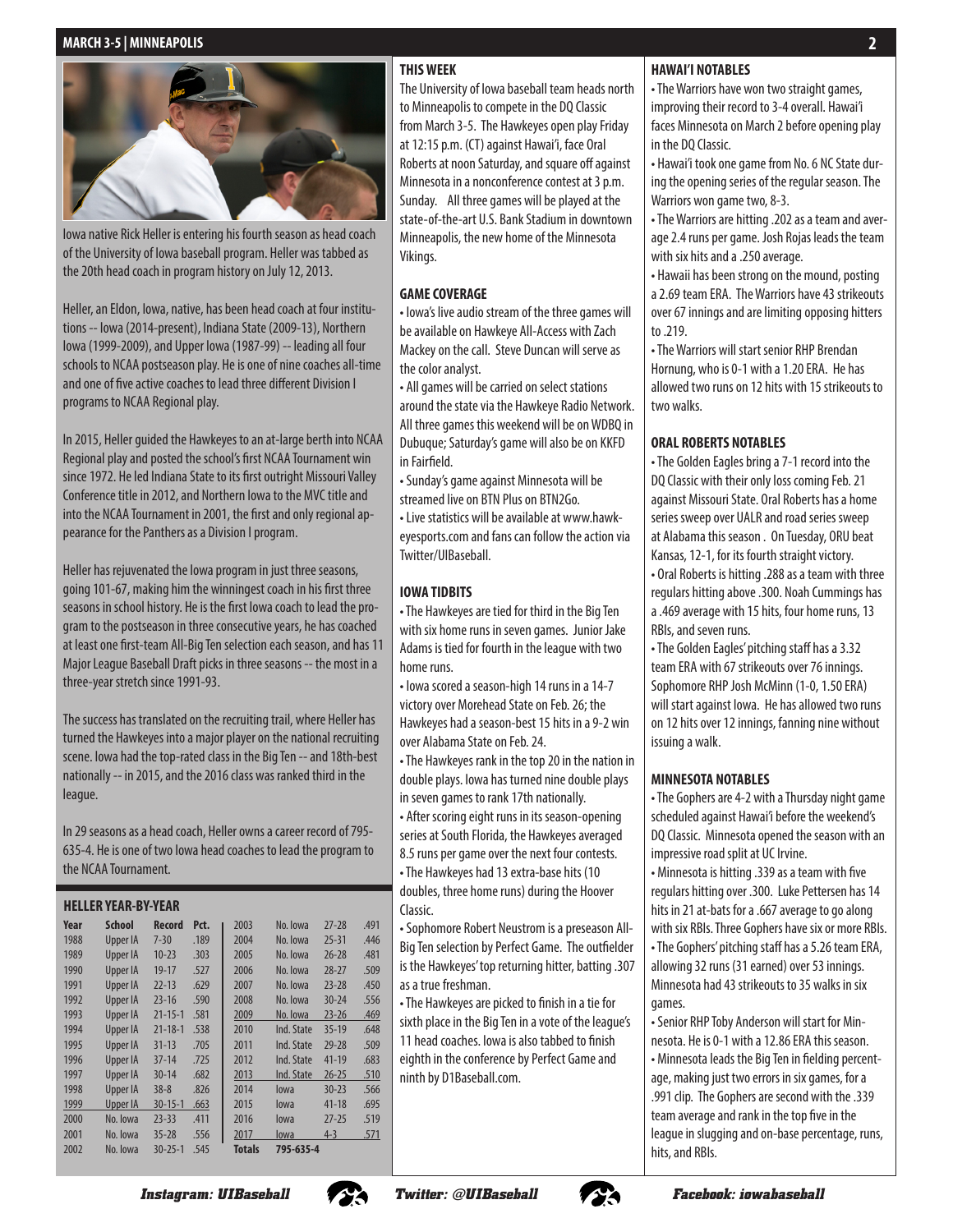Iowa native Rick Heller is entering his fourth season as head coach of the University of Iowa baseball program. Heller was tabbed as the 20th head coach in program history on July 12, 2013.

Heller, an Eldon, Iowa, native, has been head coach at four institutions -- Iowa (2014-present), Indiana State (2009-13), Northern Iowa (1999-2009), and Upper Iowa (1987-99) -- leading all four schools to NCAA postseason play. He is one of nine coaches all-time and one of five active coaches to lead three different Division I programs to NCAA Regional play.

In 2015, Heller guided the Hawkeyes to an at-large berth into NCAA Regional play and posted the school's first NCAA Tournament win since 1972. He led Indiana State to its first outright Missouri Valley Conference title in 2012, and Northern Iowa to the MVC title and into the NCAA Tournament in 2001, the first and only regional appearance for the Panthers as a Division I program.

Heller has rejuvenated the Iowa program in just three seasons, going 101-67, making him the winningest coach in his first three seasons in school history. He is the first Iowa coach to lead the program to the postseason in three consecutive years, he has coached at least one first-team All-Big Ten selection each season, and has 11 Major League Baseball Draft picks in three seasons -- the most in a three-year stretch since 1991-93.

The success has translated on the recruiting trail, where Heller has turned the Hawkeyes into a major player on the national recruiting scene. Iowa had the top-rated class in the Big Ten -- and 18th-best nationally -- in 2015, and the 2016 class was ranked third in the league.

In 29 seasons as a head coach, Heller owns a career record of 795-635-4. He is one of two Iowa head coaches to lead the program to the NCAA Tournament.

### HELLER YEAR-BY-YEAR

| Year | School | Record | Pct. |
|---|---|---|---|
| 1988 | Upper IA | 7-30 | .189 |
| 1989 | Upper IA | 10-23 | .303 |
| 1990 | Upper IA | 19-17 | .527 |
| 1991 | Upper IA | 22-13 | .629 |
| 1992 | Upper IA | 23-16 | .590 |
| 1993 | Upper IA | 21-15-1 | .581 |
| 1994 | Upper IA | 21-18-1 | .538 |
| 1995 | Upper IA | 31-13 | .705 |
| 1996 | Upper IA | 37-14 | .725 |
| 1997 | Upper IA | 30-14 | .682 |
| 1998 | Upper IA | 38-8 | .826 |
| 1999 | Upper IA | 30-15-1 | .663 |
| 2000 | No. Iowa | 23-33 | .411 |
| 2001 | No. Iowa | 35-28 | .556 |
| 2002 | No. Iowa | 30-25-1 | .545 |
| 2003 | No. Iowa | 27-28 | .491 |
| 2004 | No. Iowa | 25-31 | .446 |
| 2005 | No. Iowa | 26-28 | .481 |
| 2006 | No. Iowa | 28-27 | .509 |
| 2007 | No. Iowa | 23-28 | .450 |
| 2008 | No. Iowa | 30-24 | .556 |
| 2009 | No. Iowa | 23-26 | .469 |
| 2010 | Ind. State | 35-19 | .648 |
| 2011 | Ind. State | 29-28 | .509 |
| 2012 | Ind. State | 41-19 | .683 |
| 2013 | Ind. State | 26-25 | .510 |
| 2014 | Iowa | 30-23 | .566 |
| 2015 | Iowa | 41-18 | .695 |
| 2016 | Iowa | 27-25 | .519 |
| 2017 | Iowa | 4-3 | .571 |
| **Totals** | | **795-635-4** | |

### THIS WEEK

The University of Iowa baseball team heads north to Minneapolis to compete in the DQ Classic from March 3-5. The Hawkeyes open play Friday at 12:15 p.m. (CT) against Hawai'i, face Oral Roberts at noon Saturday, and square off against Minnesota in a nonconference contest at 3 p.m. Sunday. All three games will be played at the state-of-the-art U.S. Bank Stadium in downtown Minneapolis, the new home of the Minnesota Vikings.

### GAME COVERAGE

- Iowa's live audio stream of the three games will be available on Hawkeye All-Access with Zach Mackey on the call. Steve Duncan will serve as the color analyst.
- All games will be carried on select stations around the state via the Hawkeye Radio Network. All three games this weekend will be on WDBQ in Dubuque; Saturday's game will also be on KKFD in Fairfield.
- Sunday's game against Minnesota will be streamed live on BTN Plus on BTN2Go.
- Live statistics will be available at www.hawkeyesports.com and fans can follow the action via Twitter/UIBaseball.

### IOWA TIDBITS

- The Hawkeyes are tied for third in the Big Ten with six home runs in seven games. Junior Jake Adams is tied for fourth in the league with two home runs.
- Iowa scored a season-high 14 runs in a 14-7 victory over Morehead State on Feb. 26; the Hawkeyes had a season-best 15 hits in a 9-2 win over Alabama State on Feb. 24.
- The Hawkeyes rank in the top 20 in the nation in double plays. Iowa has turned nine double plays in seven games to rank 17th nationally.
- After scoring eight runs in its season-opening series at South Florida, the Hawkeyes averaged 8.5 runs per game over the next four contests.
- The Hawkeyes had 13 extra-base hits (10 doubles, three home runs) during the Hoover Classic.
- Sophomore Robert Neustrom is a preseason All-Big Ten selection by Perfect Game. The outfielder is the Hawkeyes' top returning hitter, batting .307 as a true freshman.
- The Hawkeyes are picked to finish in a tie for sixth place in the Big Ten in a vote of the league's 11 head coaches. Iowa is also tabbed to finish eighth in the conference by Perfect Game and ninth by D1Baseball.com.

### HAWAI'I NOTABLES

- The Warriors have won two straight games, improving their record to 3-4 overall. Hawai'i faces Minnesota on March 2 before opening play in the DQ Classic.
- Hawai'i took one game from No. 6 NC State during the opening series of the regular season. The Warriors won game two, 8-3.
- The Warriors are hitting .202 as a team and average 2.4 runs per game. Josh Rojas leads the team with six hits and a .250 average.
- Hawaii has been strong on the mound, posting a 2.69 team ERA. The Warriors have 43 strikeouts over 67 innings and are limiting opposing hitters to .219.
- The Warriors will start senior RHP Brendan Hornung, who is 0-1 with a 1.20 ERA. He has allowed two runs on 12 hits with 15 strikeouts to two walks.

### ORAL ROBERTS NOTABLES

- The Golden Eagles bring a 7-1 record into the DQ Classic with their only loss coming Feb. 21 against Missouri State. Oral Roberts has a home series sweep over UALR and road series sweep at Alabama this season . On Tuesday, ORU beat Kansas, 12-1, for its fourth straight victory.
- Oral Roberts is hitting .288 as a team with three regulars hitting above .300. Noah Cummings has a .469 average with 15 hits, four home runs, 13 RBIs, and seven runs.
- The Golden Eagles' pitching staff has a 3.32 team ERA with 67 strikeouts over 76 innings. Sophomore RHP Josh McMinn (1-0, 1.50 ERA) will start against Iowa. He has allowed two runs on 12 hits over 12 innings, fanning nine without issuing a walk.

### MINNESOTA NOTABLES

- The Gophers are 4-2 with a Thursday night game scheduled against Hawai'i before the weekend's DQ Classic. Minnesota opened the season with an impressive road split at UC Irvine.
- Minnesota is hitting .339 as a team with five regulars hitting over .300. Luke Pettersen has 14 hits in 21 at-bats for a .667 average to go along with six RBIs. Three Gophers have six or more RBIs.
- The Gophers' pitching staff has a 5.26 team ERA, allowing 32 runs (31 earned) over 53 innings. Minnesota had 43 strikeouts to 35 walks in six games.
- Senior RHP Toby Anderson will start for Minnesota. He is 0-1 with a 12.86 ERA this season.
- Minnesota leads the Big Ten in fielding percentage, making just two errors in six games, for a .991 clip. The Gophers are second with the .339 team average and rank in the top five in the league in slugging and on-base percentage, runs, hits, and RBIs.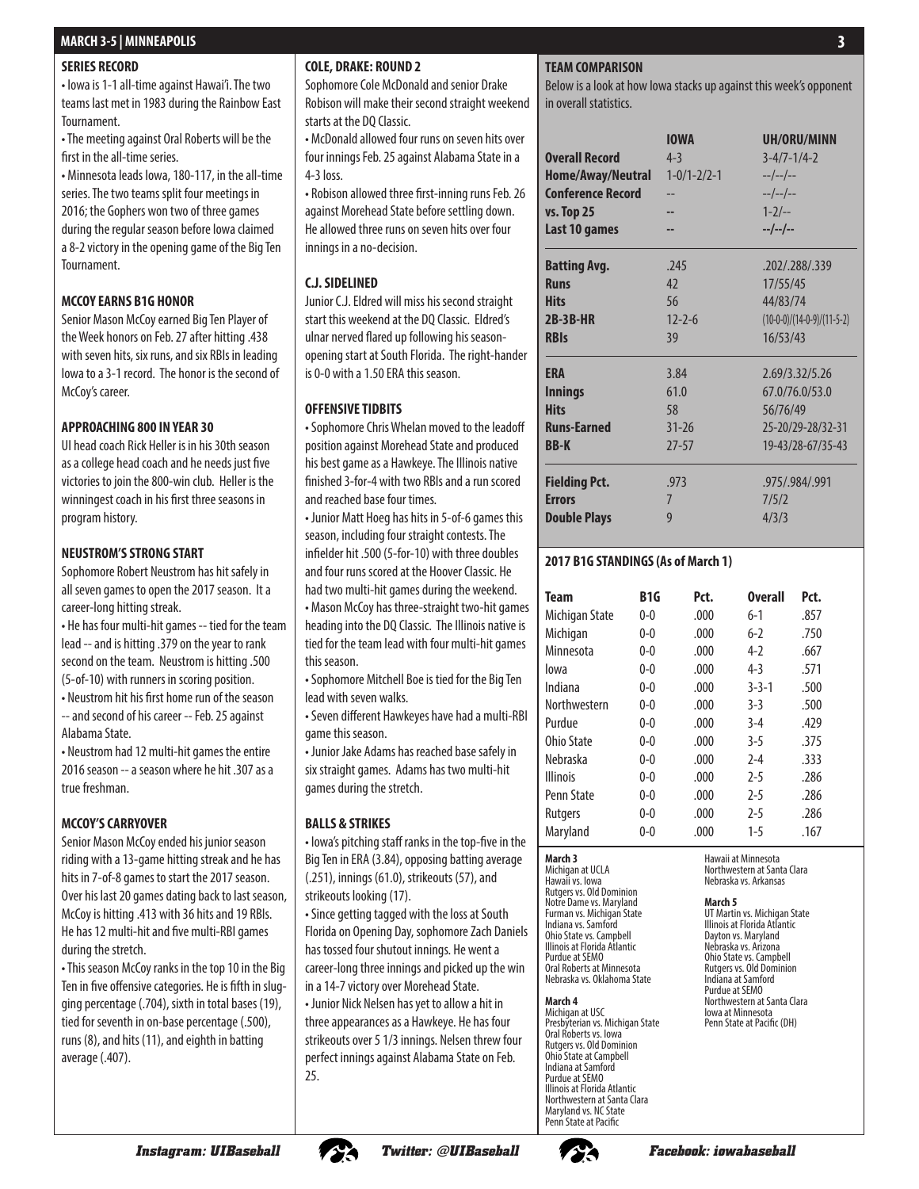## SERIES RECORD

- Iowa is 1-1 all-time against Hawai'i. The two teams last met in 1983 during the Rainbow East Tournament.
- The meeting against Oral Roberts will be the first in the all-time series.
- Minnesota leads Iowa, 180-117, in the all-time series. The two teams split four meetings in 2016; the Gophers won two of three games during the regular season before Iowa claimed a 8-2 victory in the opening game of the Big Ten Tournament.

## MCCOY EARNS B1G HONOR

Senior Mason McCoy earned Big Ten Player of the Week honors on Feb. 27 after hitting .438 with seven hits, six runs, and six RBIs in leading Iowa to a 3-1 record. The honor is the second of McCoy's career.

## APPROACHING 800 IN YEAR 30

UI head coach Rick Heller is in his 30th season as a college head coach and he needs just five victories to join the 800-win club. Heller is the winningest coach in his first three seasons in program history.

## NEUSTROM'S STRONG START

Sophomore Robert Neustrom has hit safely in all seven games to open the 2017 season. It a career-long hitting streak.

- He has four multi-hit games -- tied for the team lead -- and is hitting .379 on the year to rank second on the team. Neustrom is hitting .500 (5-of-10) with runners in scoring position.
- Neustrom hit his first home run of the season -- and second of his career -- Feb. 25 against Alabama State.
- Neustrom had 12 multi-hit games the entire 2016 season -- a season where he hit .307 as a true freshman.

## MCCOY'S CARRYOVER

Senior Mason McCoy ended his junior season riding with a 13-game hitting streak and he has hits in 7-of-8 games to start the 2017 season. Over his last 20 games dating back to last season, McCoy is hitting .413 with 36 hits and 19 RBIs. He has 12 multi-hit and five multi-RBI games during the stretch.

- This season McCoy ranks in the top 10 in the Big Ten in five offensive categories. He is fifth in slugging percentage (.704), sixth in total bases (19), tied for seventh in on-base percentage (.500), runs (8), and hits (11), and eighth in batting average (.407).

## COLE, DRAKE: ROUND 2

Sophomore Cole McDonald and senior Drake Robison will make their second straight weekend starts at the DQ Classic.

- McDonald allowed four runs on seven hits over four innings Feb. 25 against Alabama State in a 4-3 loss.
- Robison allowed three first-inning runs Feb. 26 against Morehead State before settling down. He allowed three runs on seven hits over four innings in a no-decision.

## C.J. SIDELINED

Junior C.J. Eldred will miss his second straight start this weekend at the DQ Classic. Eldred's ulnar nerved flared up following his season-opening start at South Florida. The right-hander is 0-0 with a 1.50 ERA this season.

## OFFENSIVE TIDBITS

- Sophomore Chris Whelan moved to the leadoff position against Morehead State and produced his best game as a Hawkeye. The Illinois native finished 3-for-4 with two RBIs and a run scored and reached base four times.
- Junior Matt Hoeg has hits in 5-of-6 games this season, including four straight contests. The infielder hit .500 (5-for-10) with three doubles and four runs scored at the Hoover Classic. He had two multi-hit games during the weekend.
- Mason McCoy has three-straight two-hit games heading into the DQ Classic. The Illinois native is tied for the team lead with four multi-hit games this season.
- Sophomore Mitchell Boe is tied for the Big Ten lead with seven walks.
- Seven different Hawkeyes have had a multi-RBI game this season.
- Junior Jake Adams has reached base safely in six straight games. Adams has two multi-hit games during the stretch.

## BALLS & STRIKES

- Iowa's pitching staff ranks in the top-five in the Big Ten in ERA (3.84), opposing batting average (.251), innings (61.0), strikeouts (57), and strikeouts looking (17).
- Since getting tagged with the loss at South Florida on Opening Day, sophomore Zach Daniels has tossed four shutout innings. He went a career-long three innings and picked up the win in a 14-7 victory over Morehead State.
- Junior Nick Nelsen has yet to allow a hit in three appearances as a Hawkeye. He has four strikeouts over 5 1/3 innings. Nelsen threw four perfect innings against Alabama State on Feb. 25.

## TEAM COMPARISON

Below is a look at how Iowa stacks up against this week's opponent in overall statistics.

| | IOWA | UH/ORU/MINN |
|---|---|---|
| **Overall Record** | 4-3 | 3-4/7-1/4-2 |
| **Home/Away/Neutral** | 1-0/1-2/2-1 | --/--/-- |
| **Conference Record** | -- | --/--/-- |
| **vs. Top 25** | -- | 1-2/-- |
| **Last 10 games** | -- | --/--/-- |
| **Batting Avg.** | .245 | .202/.288/.339 |
| **Runs** | 42 | 17/55/45 |
| **Hits** | 56 | 44/83/74 |
| **2B-3B-HR** | 12-2-6 | (10-0-0)/(14-0-9)/(11-5-2) |
| **RBIs** | 39 | 16/53/43 |
| **ERA** | 3.84 | 2.69/3.32/5.26 |
| **Innings** | 61.0 | 67.0/76.0/53.0 |
| **Hits** | 58 | 56/76/49 |
| **Runs-Earned** | 31-26 | 25-20/29-28/32-31 |
| **BB-K** | 27-57 | 19-43/28-67/35-43 |
| **Fielding Pct.** | .973 | .975/.984/.991 |
| **Errors** | 7 | 7/5/2 |
| **Double Plays** | 9 | 4/3/3 |

## 2017 B1G STANDINGS (As of March 1)

| Team | B1G | Pct. | Overall | Pct. |
|---|---|---|---|---|
| Michigan State | 0-0 | .000 | 6-1 | .857 |
| Michigan | 0-0 | .000 | 6-2 | .750 |
| Minnesota | 0-0 | .000 | 4-2 | .667 |
| Iowa | 0-0 | .000 | 4-3 | .571 |
| Indiana | 0-0 | .000 | 3-3-1 | .500 |
| Northwestern | 0-0 | .000 | 3-3 | .500 |
| Purdue | 0-0 | .000 | 3-4 | .429 |
| Ohio State | 0-0 | .000 | 3-5 | .375 |
| Nebraska | 0-0 | .000 | 2-4 | .333 |
| Illinois | 0-0 | .000 | 2-5 | .286 |
| Penn State | 0-0 | .000 | 2-5 | .286 |
| Rutgers | 0-0 | .000 | 2-5 | .286 |
| Maryland | 0-0 | .000 | 1-5 | .167 |

**March 3**
Michigan at UCLA
Hawaii vs. Iowa
Rutgers vs. Old Dominion
Notre Dame vs. Maryland
Furman vs. Michigan State
Indiana vs. Samford
Ohio State vs. Campbell
Illinois at Florida Atlantic
Purdue at SEMO
Oral Roberts at Minnesota
Nebraska vs. Oklahoma State
Hawaii at Minnesota
Northwestern at Santa Clara
Nebraska vs. Arkansas

**March 4**
Michigan at USC
Presbyterian vs. Michigan State
Oral Roberts vs. Iowa
Rutgers vs. Old Dominion
Ohio State at Campbell
Indiana at Samford
Purdue at SEMO
Illinois at Florida Atlantic
Northwestern at Santa Clara
Maryland vs. NC State
Penn State at Pacific

**March 5**
UT Martin vs. Michigan State
Illinois at Florida Atlantic
Dayton vs. Maryland
Nebraska vs. Arizona
Ohio State vs. Campbell
Rutgers vs. Old Dominion
Indiana at Samford
Purdue at SEMO
Northwestern at Santa Clara
Iowa at Minnesota
Penn State at Pacific (DH)

*Instagram: UIBaseball* | *Twitter: @UIBaseball* | *Facebook: iowabaseball*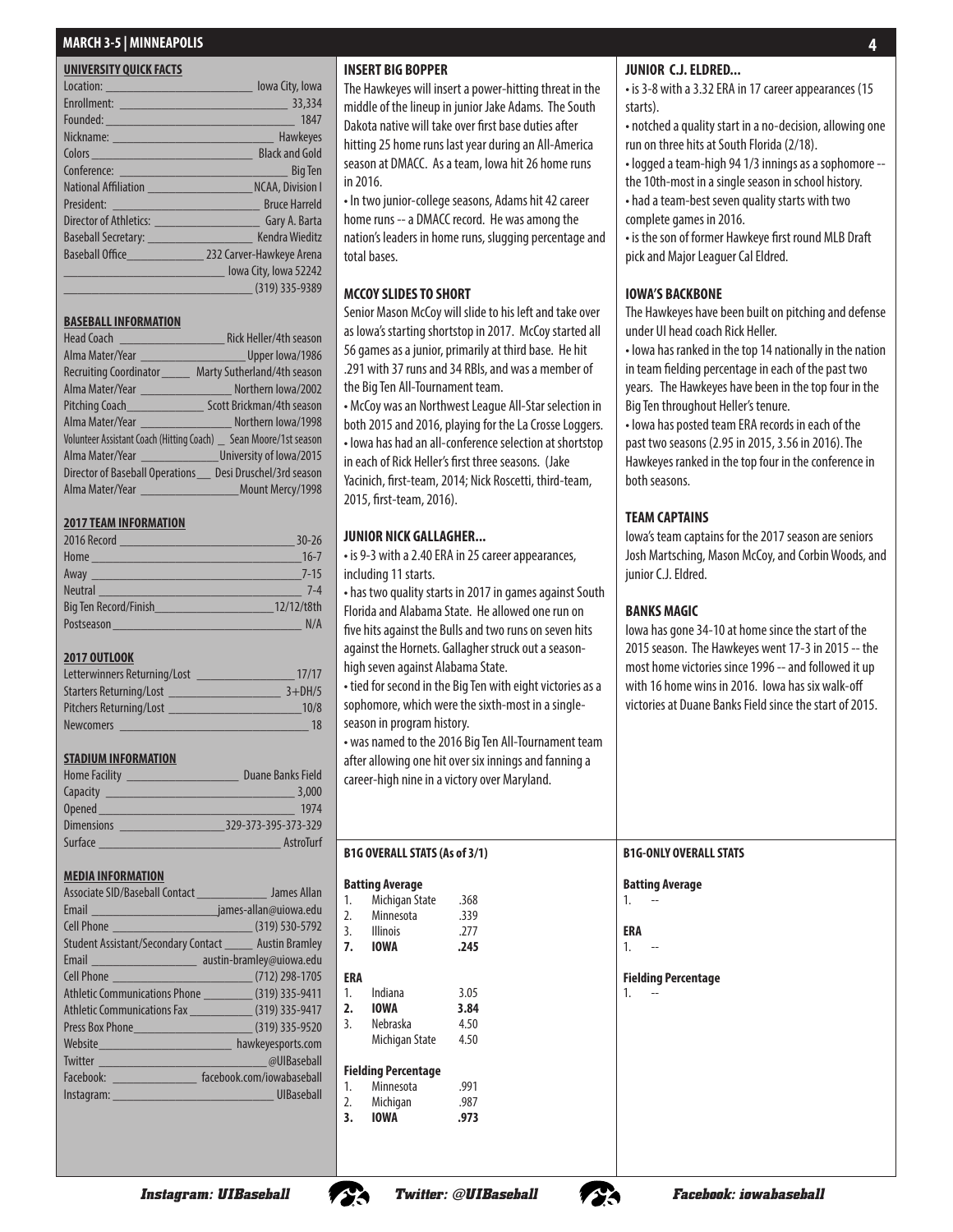### UNIVERSITY QUICK FACTS

| | |
|---|---|
| Location: | Iowa City, Iowa |
| Enrollment: | 33,334 |
| Founded: | 1847 |
| Nickname: | Hawkeyes |
| Colors | Black and Gold |
| Conference: | Big Ten |
| National Affiliation | NCAA, Division I |
| President: | Bruce Harreld |
| Director of Athletics: | Gary A. Barta |
| Baseball Secretary: | Kendra Wieditz |
| Baseball Office | 232 Carver-Hawkeye Arena |
| | Iowa City, Iowa 52242 |
| | (319) 335-9389 |

### BASEBALL INFORMATION

| | |
|---|---|
| Head Coach | Rick Heller/4th season |
| Alma Mater/Year | Upper Iowa/1986 |
| Recruiting Coordinator | Marty Sutherland/4th season |
| Alma Mater/Year | Northern Iowa/2002 |
| Pitching Coach | Scott Brickman/4th season |
| Alma Mater/Year | Northern Iowa/1998 |
| Volunteer Assistant Coach (Hitting Coach) | Sean Moore/1st season |
| Alma Mater/Year | University of Iowa/2015 |
| Director of Baseball Operations | Desi Druschel/3rd season |
| Alma Mater/Year | Mount Mercy/1998 |

### 2017 TEAM INFORMATION

| | |
|---|---|
| 2016 Record | 30-26 |
| Home | 16-7 |
| Away | 7-15 |
| Neutral | 7-4 |
| Big Ten Record/Finish | 12/12/t8th |
| Postseason | N/A |

### 2017 OUTLOOK

| | |
|---|---|
| Letterwinners Returning/Lost | 17/17 |
| Starters Returning/Lost | 3+DH/5 |
| Pitchers Returning/Lost | 10/8 |
| Newcomers | 18 |

### STADIUM INFORMATION

| | |
|---|---|
| Home Facility | Duane Banks Field |
| Capacity | 3,000 |
| Opened | 1974 |
| Dimensions | 329-373-395-373-329 |
| Surface | AstroTurf |

### MEDIA INFORMATION

| | |
|---|---|
| Associate SID/Baseball Contact | James Allan |
| Email | james-allan@uiowa.edu |
| Cell Phone | (319) 530-5792 |
| Student Assistant/Secondary Contact | Austin Bramley |
| Email | austin-bramley@uiowa.edu |
| Cell Phone | (712) 298-1705 |
| Athletic Communications Phone | (319) 335-9411 |
| Athletic Communications Fax | (319) 335-9417 |
| Press Box Phone | (319) 335-9520 |
| Website | hawkeyesports.com |
| Twitter | @UIBaseball |
| Facebook: | facebook.com/iowabaseball |
| Instagram: | UIBaseball |

### INSERT BIG BOPPER

The Hawkeyes will insert a power-hitting threat in the middle of the lineup in junior Jake Adams. The South Dakota native will take over first base duties after hitting 25 home runs last year during an All-America season at DMACC. As a team, Iowa hit 26 home runs in 2016.

- In two junior-college seasons, Adams hit 42 career home runs -- a DMACC record. He was among the nation's leaders in home runs, slugging percentage and total bases.

### MCCOY SLIDES TO SHORT

Senior Mason McCoy will slide to his left and take over as Iowa's starting shortstop in 2017. McCoy started all 56 games as a junior, primarily at third base. He hit .291 with 37 runs and 34 RBIs, and was a member of the Big Ten All-Tournament team.

- McCoy was an Northwest League All-Star selection in both 2015 and 2016, playing for the La Crosse Loggers.
- Iowa has had an all-conference selection at shortstop in each of Rick Heller's first three seasons. (Jake Yacinich, first-team, 2014; Nick Roscetti, third-team, 2015, first-team, 2016).

### JUNIOR NICK GALLAGHER...

- is 9-3 with a 2.40 ERA in 25 career appearances, including 11 starts.
- has two quality starts in 2017 in games against South Florida and Alabama State. He allowed one run on five hits against the Bulls and two runs on seven hits against the Hornets. Gallagher struck out a season-high seven against Alabama State.
- tied for second in the Big Ten with eight victories as a sophomore, which were the sixth-most in a single-season in program history.
- was named to the 2016 Big Ten All-Tournament team after allowing one hit over six innings and fanning a career-high nine in a victory over Maryland.

### JUNIOR C.J. ELDRED...

- is 3-8 with a 3.32 ERA in 17 career appearances (15 starts).
- notched a quality start in a no-decision, allowing one run on three hits at South Florida (2/18).
- logged a team-high 94 1/3 innings as a sophomore -- the 10th-most in a single season in school history.
- had a team-best seven quality starts with two complete games in 2016.
- is the son of former Hawkeye first round MLB Draft pick and Major Leaguer Cal Eldred.

### IOWA'S BACKBONE

The Hawkeyes have been built on pitching and defense under UI head coach Rick Heller.

- Iowa has ranked in the top 14 nationally in the nation in team fielding percentage in each of the past two years. The Hawkeyes have been in the top four in the Big Ten throughout Heller's tenure.
- Iowa has posted team ERA records in each of the past two seasons (2.95 in 2015, 3.56 in 2016). The Hawkeyes ranked in the top four in the conference in both seasons.

### TEAM CAPTAINS

Iowa's team captains for the 2017 season are seniors Josh Martsching, Mason McCoy, and Corbin Woods, and junior C.J. Eldred.

### BANKS MAGIC

Iowa has gone 34-10 at home since the start of the 2015 season. The Hawkeyes went 17-3 in 2015 -- the most home victories since 1996 -- and followed it up with 16 home wins in 2016. Iowa has six walk-off victories at Duane Banks Field since the start of 2015.

### B1G OVERALL STATS (As of 3/1)

**Batting Average**

| | | |
|---|---|---|
| 1. | Michigan State | .368 |
| 2. | Minnesota | .339 |
| 3. | Illinois | .277 |
| **7.** | **IOWA** | **.245** |

**ERA**

| | | |
|---|---|---|
| 1. | Indiana | 3.05 |
| **2.** | **IOWA** | **3.84** |
| 3. | Nebraska | 4.50 |
| | Michigan State | 4.50 |

**Fielding Percentage**

| | | |
|---|---|---|
| 1. | Minnesota | .991 |
| 2. | Michigan | .987 |
| **3.** | **IOWA** | **.973** |

### B1G-ONLY OVERALL STATS

**Batting Average**

1. --

**ERA**

1. --

**Fielding Percentage**

1. --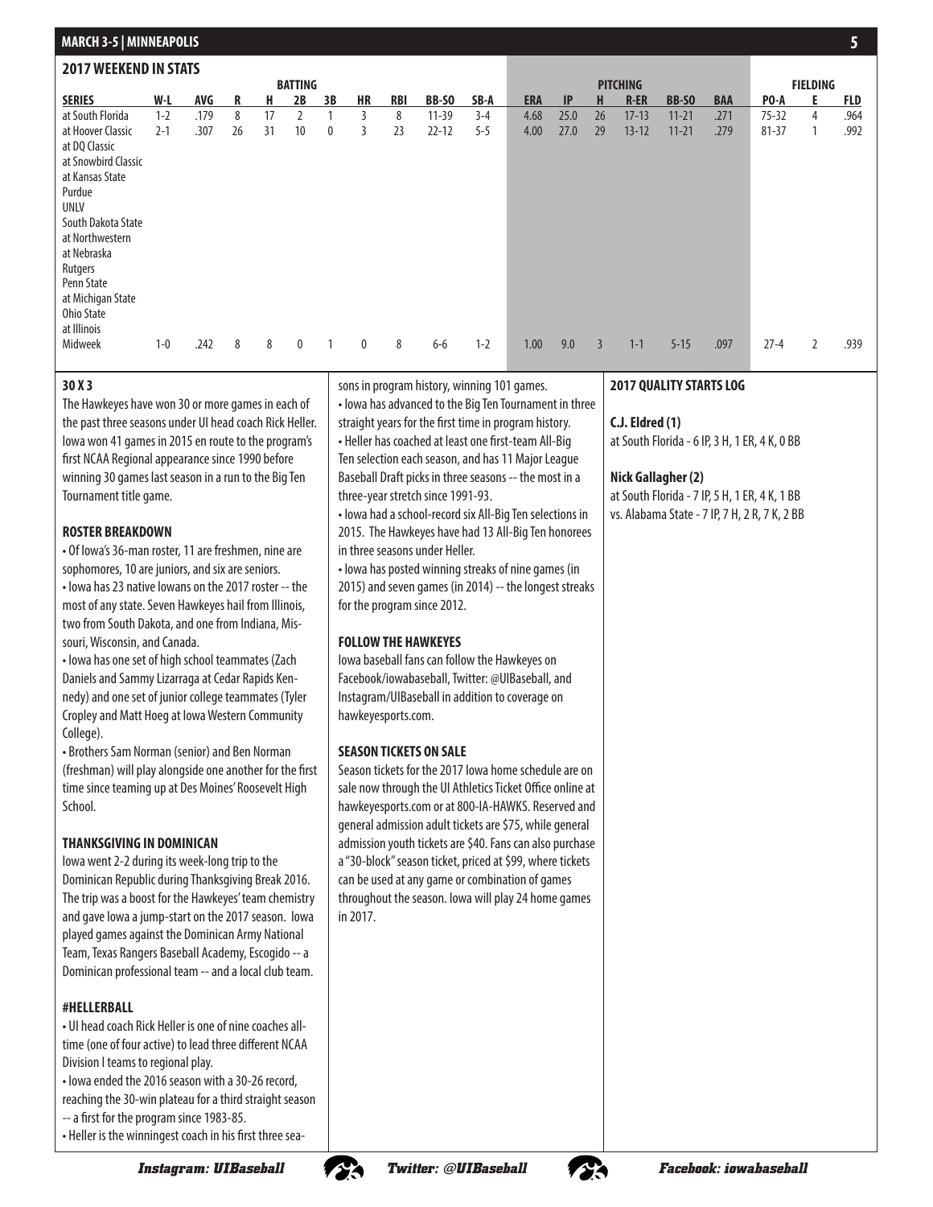## 2017 WEEKEND IN STATS

| | BATTING | | | | | | | | | | PITCHING | | | | | | FIELDING | | |
|---|---|---|---|---|---|---|---|---|---|---|---|---|---|---|---|---|---|---|---|
| SERIES | W-L | AVG | R | H | 2B | 3B | HR | RBI | BB-SO | SB-A | ERA | IP | H | R-ER | BB-SO | BAA | PO-A | E | FLD |
| at South Florida | 1-2 | .179 | 8 | 17 | 2 | 1 | 3 | 8 | 11-39 | 3-4 | 4.68 | 25.0 | 26 | 17-13 | 11-21 | .271 | 75-32 | 4 | .964 |
| at Hoover Classic | 2-1 | .307 | 26 | 31 | 10 | 0 | 3 | 23 | 22-12 | 5-5 | 4.00 | 27.0 | 29 | 13-12 | 11-21 | .279 | 81-37 | 1 | .992 |
| at DQ Classic | | | | | | | | | | | | | | | | | | | |
| at Snowbird Classic | | | | | | | | | | | | | | | | | | | |
| at Kansas State | | | | | | | | | | | | | | | | | | | |
| Purdue | | | | | | | | | | | | | | | | | | | |
| UNLV | | | | | | | | | | | | | | | | | | | |
| South Dakota State | | | | | | | | | | | | | | | | | | | |
| at Northwestern | | | | | | | | | | | | | | | | | | | |
| at Nebraska | | | | | | | | | | | | | | | | | | | |
| Rutgers | | | | | | | | | | | | | | | | | | | |
| Penn State | | | | | | | | | | | | | | | | | | | |
| at Michigan State | | | | | | | | | | | | | | | | | | | |
| Ohio State | | | | | | | | | | | | | | | | | | | |
| at Illinois | | | | | | | | | | | | | | | | | | | |
| Midweek | 1-0 | .242 | 8 | 8 | 0 | 1 | 0 | 8 | 6-6 | 1-2 | 1.00 | 9.0 | 3 | 1-1 | 5-15 | .097 | 27-4 | 2 | .939 |

### 30 X 3

The Hawkeyes have won 30 or more games in each of the past three seasons under UI head coach Rick Heller. Iowa won 41 games in 2015 en route to the program's first NCAA Regional appearance since 1990 before winning 30 games last season in a run to the Big Ten Tournament title game.

### ROSTER BREAKDOWN

- Of Iowa's 36-man roster, 11 are freshmen, nine are sophomores, 10 are juniors, and six are seniors.
- Iowa has 23 native Iowans on the 2017 roster -- the most of any state. Seven Hawkeyes hail from Illinois, two from South Dakota, and one from Indiana, Missouri, Wisconsin, and Canada.
- Iowa has one set of high school teammates (Zach Daniels and Sammy Lizarraga at Cedar Rapids Kennedy) and one set of junior college teammates (Tyler Cropley and Matt Hoeg at Iowa Western Community College).
- Brothers Sam Norman (senior) and Ben Norman (freshman) will play alongside one another for the first time since teaming up at Des Moines' Roosevelt High School.

### THANKSGIVING IN DOMINICAN

Iowa went 2-2 during its week-long trip to the Dominican Republic during Thanksgiving Break 2016. The trip was a boost for the Hawkeyes' team chemistry and gave Iowa a jump-start on the 2017 season. Iowa played games against the Dominican Army National Team, Texas Rangers Baseball Academy, Escogido -- a Dominican professional team -- and a local club team.

### #HELLERBALL

- UI head coach Rick Heller is one of nine coaches all-time (one of four active) to lead three different NCAA Division I teams to regional play.
- Iowa ended the 2016 season with a 30-26 record, reaching the 30-win plateau for a third straight season -- a first for the program since 1983-85.
- Heller is the winningest coach in his first three seasons in program history, winning 101 games.
- Iowa has advanced to the Big Ten Tournament in three straight years for the first time in program history.
- Heller has coached at least one first-team All-Big Ten selection each season, and has 11 Major League Baseball Draft picks in three seasons -- the most in a three-year stretch since 1991-93.
- Iowa had a school-record six All-Big Ten selections in 2015. The Hawkeyes have had 13 All-Big Ten honorees in three seasons under Heller.
- Iowa has posted winning streaks of nine games (in 2015) and seven games (in 2014) -- the longest streaks for the program since 2012.

### FOLLOW THE HAWKEYES

Iowa baseball fans can follow the Hawkeyes on Facebook/iowabaseball, Twitter: @UIBaseball, and Instagram/UIBaseball in addition to coverage on hawkeyesports.com.

### SEASON TICKETS ON SALE

Season tickets for the 2017 Iowa home schedule are on sale now through the UI Athletics Ticket Office online at hawkeyesports.com or at 800-IA-HAWKS. Reserved and general admission adult tickets are $75, while general admission youth tickets are $40. Fans can also purchase a "30-block" season ticket, priced at $99, where tickets can be used at any game or combination of games throughout the season. Iowa will play 24 home games in 2017.

### 2017 QUALITY STARTS LOG

**C.J. Eldred (1)**
at South Florida - 6 IP, 3 H, 1 ER, 4 K, 0 BB

**Nick Gallagher (2)**
at South Florida - 7 IP, 5 H, 1 ER, 4 K, 1 BB
vs. Alabama State - 7 IP, 7 H, 2 R, 7 K, 2 BB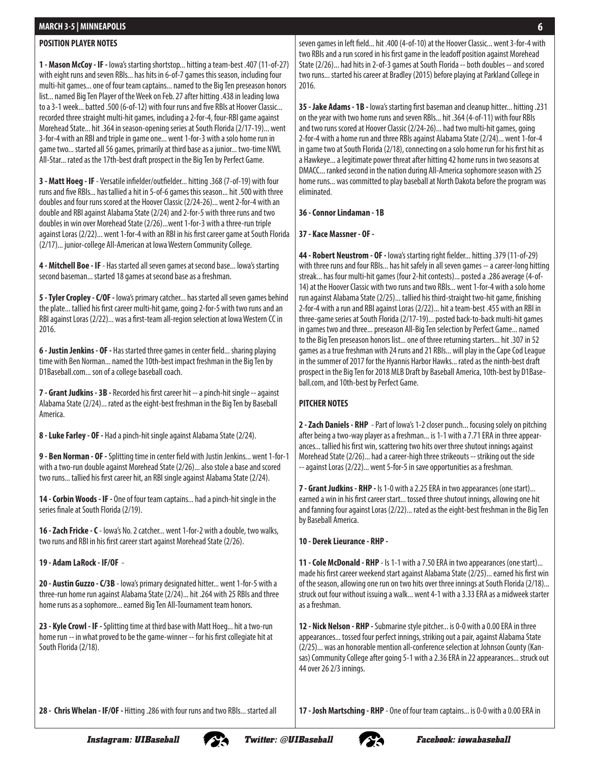## POSITION PLAYER NOTES

**1 - Mason McCoy - IF -** Iowa's starting shortstop... hitting a team-best .407 (11-of-27) with eight runs and seven RBIs... has hits in 6-of-7 games this season, including four multi-hit games... one of four team captains... named to the Big Ten preseason honors list... named Big Ten Player of the Week on Feb. 27 after hitting .438 in leading Iowa to a 3-1 week... batted .500 (6-of-12) with four runs and five RBIs at Hoover Classic... recorded three straight multi-hit games, including a 2-for-4, four-RBI game against Morehead State... hit .364 in season-opening series at South Florida (2/17-19)... went 3-for-4 with an RBI and triple in game one... went 1-for-3 with a solo home run in game two... started all 56 games, primarily at third base as a junior... two-time NWL All-Star... rated as the 17th-best draft prospect in the Big Ten by Perfect Game.

**3 - Matt Hoeg - IF** - Versatile infielder/outfielder... hitting .368 (7-of-19) with four runs and five RBIs... has tallied a hit in 5-of-6 games this season... hit .500 with three doubles and four runs scored at the Hoover Classic (2/24-26)... went 2-for-4 with an double and RBI against Alabama State (2/24) and 2-for-5 with three runs and two doubles in win over Morehead State (2/26)...went 1-for-3 with a three-run triple against Loras (2/22)... went 1-for-4 with an RBI in his first career game at South Florida (2/17)... junior-college All-American at Iowa Western Community College.

**4 - Mitchell Boe - IF** - Has started all seven games at second base... Iowa's starting second baseman... started 18 games at second base as a freshman.

**5 - Tyler Cropley - C/OF -** Iowa's primary catcher... has started all seven games behind the plate... tallied his first career multi-hit game, going 2-for-5 with two runs and an RBI against Loras (2/22)... was a first-team all-region selection at Iowa Western CC in 2016.

**6 - Justin Jenkins - OF -** Has started three games in center field... sharing playing time with Ben Norman... named the 10th-best impact freshman in the Big Ten by D1Baseball.com... son of a college baseball coach.

**7 - Grant Judkins - 3B -** Recorded his first career hit -- a pinch-hit single -- against Alabama State (2/24)... rated as the eight-best freshman in the Big Ten by Baseball America.

**8 - Luke Farley - OF -** Had a pinch-hit single against Alabama State (2/24).

**9 - Ben Norman - OF -** Splitting time in center field with Justin Jenkins... went 1-for-1 with a two-run double against Morehead State (2/26)... also stole a base and scored two runs... tallied his first career hit, an RBI single against Alabama State (2/24).

**14 - Corbin Woods - IF -** One of four team captains... had a pinch-hit single in the series finale at South Florida (2/19).

**16 - Zach Fricke - C** - Iowa's No. 2 catcher... went 1-for-2 with a double, two walks, two runs and RBI in his first career start against Morehead State (2/26).

**19 - Adam LaRock - IF/OF** -

**20 - Austin Guzzo - C/3B** - Iowa's primary designated hitter... went 1-for-5 with a three-run home run against Alabama State (2/24)... hit .264 with 25 RBIs and three home runs as a sophomore... earned Big Ten All-Tournament team honors.

**23 - Kyle Crowl - IF -** Splitting time at third base with Matt Hoeg... hit a two-run home run -- in what proved to be the game-winner -- for his first collegiate hit at South Florida (2/18).

**28 - Chris Whelan - IF/OF -** Hitting .286 with four runs and two RBIs... started all seven games in left field... hit .400 (4-of-10) at the Hoover Classic... went 3-for-4 with two RBIs and a run scored in his first game in the leadoff position against Morehead State (2/26)... had hits in 2-of-3 games at South Florida -- both doubles -- and scored two runs... started his career at Bradley (2015) before playing at Parkland College in 2016.

**35 - Jake Adams - 1B -** Iowa's starting first baseman and cleanup hitter... hitting .231 on the year with two home runs and seven RBIs... hit .364 (4-of-11) with four RBIs and two runs scored at Hoover Classic (2/24-26)... had two multi-hit games, going 2-for-4 with a home run and three RBIs against Alabama State (2/24)... went 1-for-4 in game two at South Florida (2/18), connecting on a solo home run for his first hit as a Hawkeye... a legitimate power threat after hitting 42 home runs in two seasons at DMACC... ranked second in the nation during All-America sophomore season with 25 home runs... was committed to play baseball at North Dakota before the program was eliminated.

**36 - Connor Lindaman - 1B**

**37 - Kace Massner - OF -**

**44 - Robert Neustrom - OF -** Iowa's starting right fielder... hitting .379 (11-of-29) with three runs and four RBIs... has hit safely in all seven games -- a career-long hitting streak... has four multi-hit games (four 2-hit contests)... posted a .286 average (4-of-14) at the Hoover Classic with two runs and two RBIs... went 1-for-4 with a solo home run against Alabama State (2/25)... tallied his third-straight two-hit game, finishing 2-for-4 with a run and RBI against Loras (2/22)... hit a team-best .455 with an RBI in three-game series at South Florida (2/17-19)... posted back-to-back multi-hit games in games two and three... preseason All-Big Ten selection by Perfect Game... named to the Big Ten preseason honors list... one of three returning starters... hit .307 in 52 games as a true freshman with 24 runs and 21 RBIs... will play in the Cape Cod League in the summer of 2017 for the Hyannis Harbor Hawks... rated as the ninth-best draft prospect in the Big Ten for 2018 MLB Draft by Baseball America, 10th-best by D1Baseball.com, and 10th-best by Perfect Game.

## PITCHER NOTES

**2 - Zach Daniels - RHP** - Part of Iowa's 1-2 closer punch... focusing solely on pitching after being a two-way player as a freshman... is 1-1 with a 7.71 ERA in three appearances... tallied his first win, scattering two hits over three shutout innings against Morehead State (2/26)... had a career-high three strikeouts -- striking out the side -- against Loras (2/22)... went 5-for-5 in save opportunities as a freshman.

**7 - Grant Judkins - RHP -** Is 1-0 with a 2.25 ERA in two appearances (one start)... earned a win in his first career start... tossed three shutout innings, allowing one hit and fanning four against Loras (2/22)... rated as the eight-best freshman in the Big Ten by Baseball America.

**10 - Derek Lieurance - RHP -**

**11 - Cole McDonald - RHP** - Is 1-1 with a 7.50 ERA in two appearances (one start)... made his first career weekend start against Alabama State (2/25)... earned his first win of the season, allowing one run on two hits over three innings at South Florida (2/18)... struck out four without issuing a walk... went 4-1 with a 3.33 ERA as a midweek starter as a freshman.

**12 - Nick Nelson - RHP -** Submarine style pitcher... is 0-0 with a 0.00 ERA in three appearances... tossed four perfect innings, striking out a pair, against Alabama State (2/25)... was an honorable mention all-conference selection at Johnson County (Kansas) Community College after going 5-1 with a 2.36 ERA in 22 appearances... struck out 44 over 26 2/3 innings.

**17 - Josh Martsching - RHP** - One of four team captains... is 0-0 with a 0.00 ERA in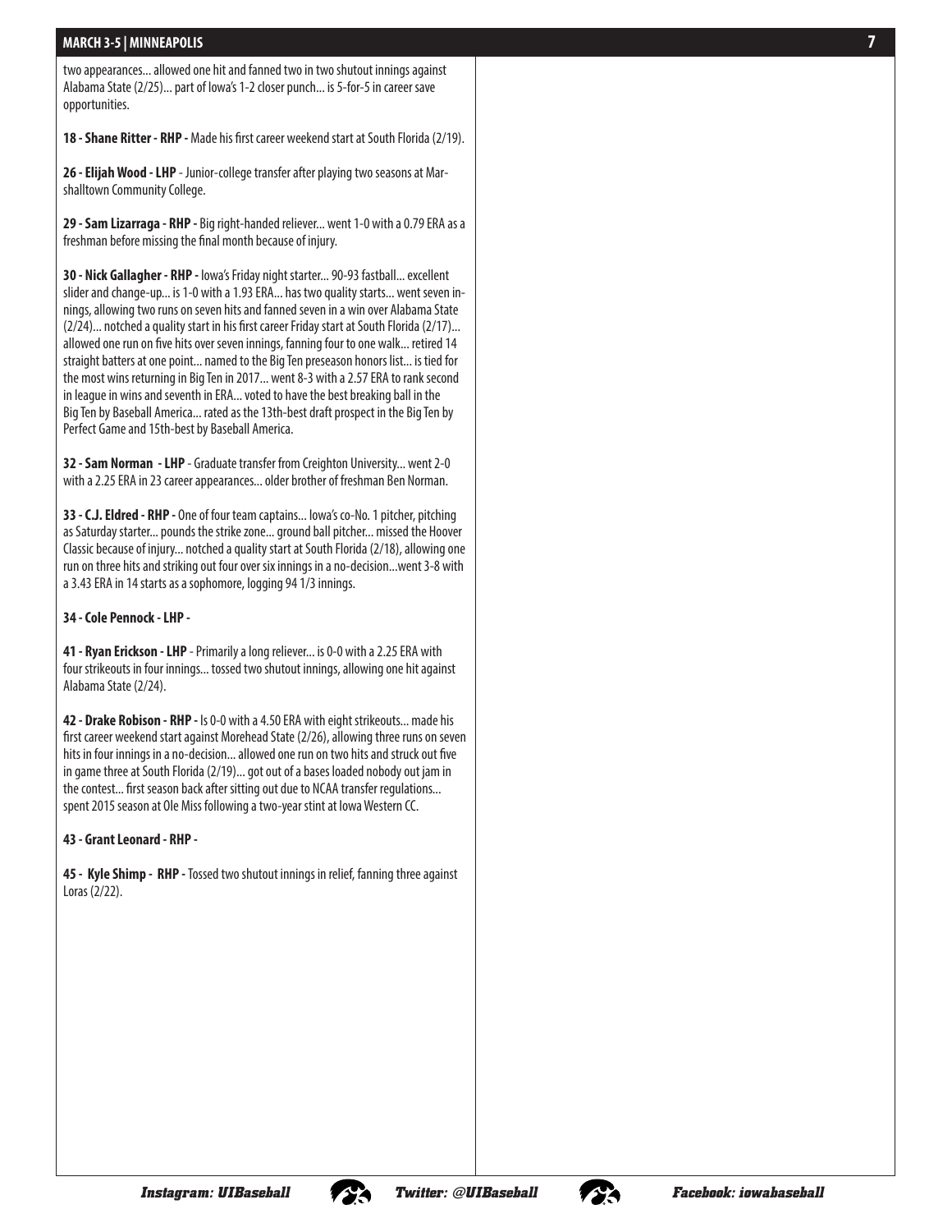two appearances... allowed one hit and fanned two in two shutout innings against Alabama State (2/25)... part of Iowa's 1-2 closer punch... is 5-for-5 in career save opportunities.

**18 - Shane Ritter - RHP -** Made his first career weekend start at South Florida (2/19).

**26 - Elijah Wood - LHP** - Junior-college transfer after playing two seasons at Marshalltown Community College.

**29 - Sam Lizarraga - RHP -** Big right-handed reliever... went 1-0 with a 0.79 ERA as a freshman before missing the final month because of injury.

**30 - Nick Gallagher - RHP -** Iowa's Friday night starter... 90-93 fastball... excellent slider and change-up... is 1-0 with a 1.93 ERA... has two quality starts... went seven innings, allowing two runs on seven hits and fanned seven in a win over Alabama State (2/24)... notched a quality start in his first career Friday start at South Florida (2/17)... allowed one run on five hits over seven innings, fanning four to one walk... retired 14 straight batters at one point... named to the Big Ten preseason honors list... is tied for the most wins returning in Big Ten in 2017... went 8-3 with a 2.57 ERA to rank second in league in wins and seventh in ERA... voted to have the best breaking ball in the Big Ten by Baseball America... rated as the 13th-best draft prospect in the Big Ten by Perfect Game and 15th-best by Baseball America.

**32 - Sam Norman - LHP** - Graduate transfer from Creighton University... went 2-0 with a 2.25 ERA in 23 career appearances... older brother of freshman Ben Norman.

**33 - C.J. Eldred - RHP -** One of four team captains... Iowa's co-No. 1 pitcher, pitching as Saturday starter... pounds the strike zone... ground ball pitcher... missed the Hoover Classic because of injury... notched a quality start at South Florida (2/18), allowing one run on three hits and striking out four over six innings in a no-decision...went 3-8 with a 3.43 ERA in 14 starts as a sophomore, logging 94 1/3 innings.

**34 - Cole Pennock - LHP -**

**41 - Ryan Erickson - LHP** - Primarily a long reliever... is 0-0 with a 2.25 ERA with four strikeouts in four innings... tossed two shutout innings, allowing one hit against Alabama State (2/24).

**42 - Drake Robison - RHP -** Is 0-0 with a 4.50 ERA with eight strikeouts... made his first career weekend start against Morehead State (2/26), allowing three runs on seven hits in four innings in a no-decision... allowed one run on two hits and struck out five in game three at South Florida (2/19)... got out of a bases loaded nobody out jam in the contest... first season back after sitting out due to NCAA transfer regulations... spent 2015 season at Ole Miss following a two-year stint at Iowa Western CC.

**43 - Grant Leonard - RHP -**

**45 - Kyle Shimp - RHP -** Tossed two shutout innings in relief, fanning three against Loras (2/22).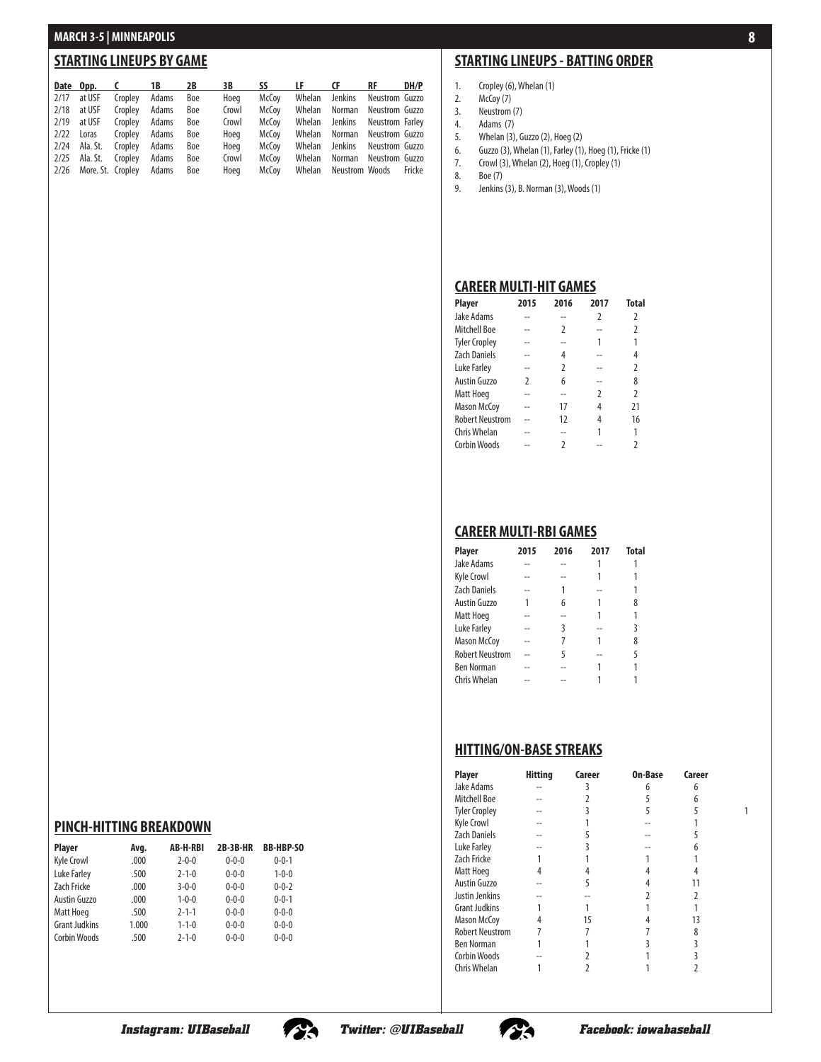## STARTING LINEUPS BY GAME

| Date | Opp. | C | 1B | 2B | 3B | SS | LF | CF | RF | DH/P |
|---|---|---|---|---|---|---|---|---|---|---|
| 2/17 | at USF | Cropley | Adams | Boe | Hoeg | McCoy | Whelan | Jenkins | Neustrom | Guzzo |
| 2/18 | at USF | Cropley | Adams | Boe | Crowl | McCoy | Whelan | Norman | Neustrom | Guzzo |
| 2/19 | at USF | Cropley | Adams | Boe | Crowl | McCoy | Whelan | Jenkins | Neustrom | Farley |
| 2/22 | Loras | Cropley | Adams | Boe | Hoeg | McCoy | Whelan | Norman | Neustrom | Guzzo |
| 2/24 | Ala. St. | Cropley | Adams | Boe | Hoeg | McCoy | Whelan | Jenkins | Neustrom | Guzzo |
| 2/25 | Ala. St. | Cropley | Adams | Boe | Crowl | McCoy | Whelan | Norman | Neustrom | Guzzo |
| 2/26 | More. St. | Cropley | Adams | Boe | Hoeg | McCoy | Whelan | Neustrom | Woods | Fricke |

## PINCH-HITTING BREAKDOWN

| Player | Avg. | AB-H-RBI | 2B-3B-HR | BB-HBP-SO |
|---|---|---|---|---|
| Kyle Crowl | .000 | 2-0-0 | 0-0-0 | 0-0-1 |
| Luke Farley | .500 | 2-1-0 | 0-0-0 | 1-0-0 |
| Zach Fricke | .000 | 3-0-0 | 0-0-0 | 0-0-2 |
| Austin Guzzo | .000 | 1-0-0 | 0-0-0 | 0-0-1 |
| Matt Hoeg | .500 | 2-1-1 | 0-0-0 | 0-0-0 |
| Grant Judkins | 1.000 | 1-1-0 | 0-0-0 | 0-0-0 |
| Corbin Woods | .500 | 2-1-0 | 0-0-0 | 0-0-0 |

## STARTING LINEUPS - BATTING ORDER

1. Cropley (6), Whelan (1)
2. McCoy (7)
3. Neustrom (7)
4. Adams (7)
5. Whelan (3), Guzzo (2), Hoeg (2)
6. Guzzo (3), Whelan (1), Farley (1), Hoeg (1), Fricke (1)
7. Crowl (3), Whelan (2), Hoeg (1), Cropley (1)
8. Boe (7)
9. Jenkins (3), B. Norman (3), Woods (1)

## CAREER MULTI-HIT GAMES

| Player | 2015 | 2016 | 2017 | Total |
|---|---|---|---|---|
| Jake Adams | -- | -- | 2 | 2 |
| Mitchell Boe | -- | 2 | -- | 2 |
| Tyler Cropley | -- | -- | 1 | 1 |
| Zach Daniels | -- | 4 | -- | 4 |
| Luke Farley | -- | 2 | -- | 2 |
| Austin Guzzo | 2 | 6 | -- | 8 |
| Matt Hoeg | -- | -- | 2 | 2 |
| Mason McCoy | -- | 17 | 4 | 21 |
| Robert Neustrom | -- | 12 | 4 | 16 |
| Chris Whelan | -- | -- | 1 | 1 |
| Corbin Woods | -- | 2 | -- | 2 |

## CAREER MULTI-RBI GAMES

| Player | 2015 | 2016 | 2017 | Total |
|---|---|---|---|---|
| Jake Adams | -- | -- | 1 | 1 |
| Kyle Crowl | -- | -- | 1 | 1 |
| Zach Daniels | -- | 1 | -- | 1 |
| Austin Guzzo | 1 | 6 | 1 | 8 |
| Matt Hoeg | -- | -- | 1 | 1 |
| Luke Farley | -- | 3 | -- | 3 |
| Mason McCoy | -- | 7 | 1 | 8 |
| Robert Neustrom | -- | 5 | -- | 5 |
| Ben Norman | -- | -- | 1 | 1 |
| Chris Whelan | -- | -- | 1 | 1 |

## HITTING/ON-BASE STREAKS

| Player | Hitting | Career | On-Base | Career | |
|---|---|---|---|---|---|
| Jake Adams | -- | 3 | 6 | 6 | |
| Mitchell Boe | -- | 2 | 5 | 6 | |
| Tyler Cropley | -- | 3 | 5 | 5 | 1 |
| Kyle Crowl | -- | 1 | -- | 1 | |
| Zach Daniels | -- | 5 | -- | 5 | |
| Luke Farley | -- | 3 | -- | 6 | |
| Zach Fricke | 1 | 1 | 1 | 1 | |
| Matt Hoeg | 4 | 4 | 4 | 4 | |
| Austin Guzzo | -- | 5 | 4 | 11 | |
| Justin Jenkins | -- | -- | 2 | 2 | |
| Grant Judkins | 1 | 1 | 1 | 1 | |
| Mason McCoy | 4 | 15 | 4 | 13 | |
| Robert Neustrom | 7 | 7 | 7 | 8 | |
| Ben Norman | 1 | 1 | 3 | 3 | |
| Corbin Woods | -- | 2 | 1 | 3 | |
| Chris Whelan | 1 | 2 | 1 | 2 | |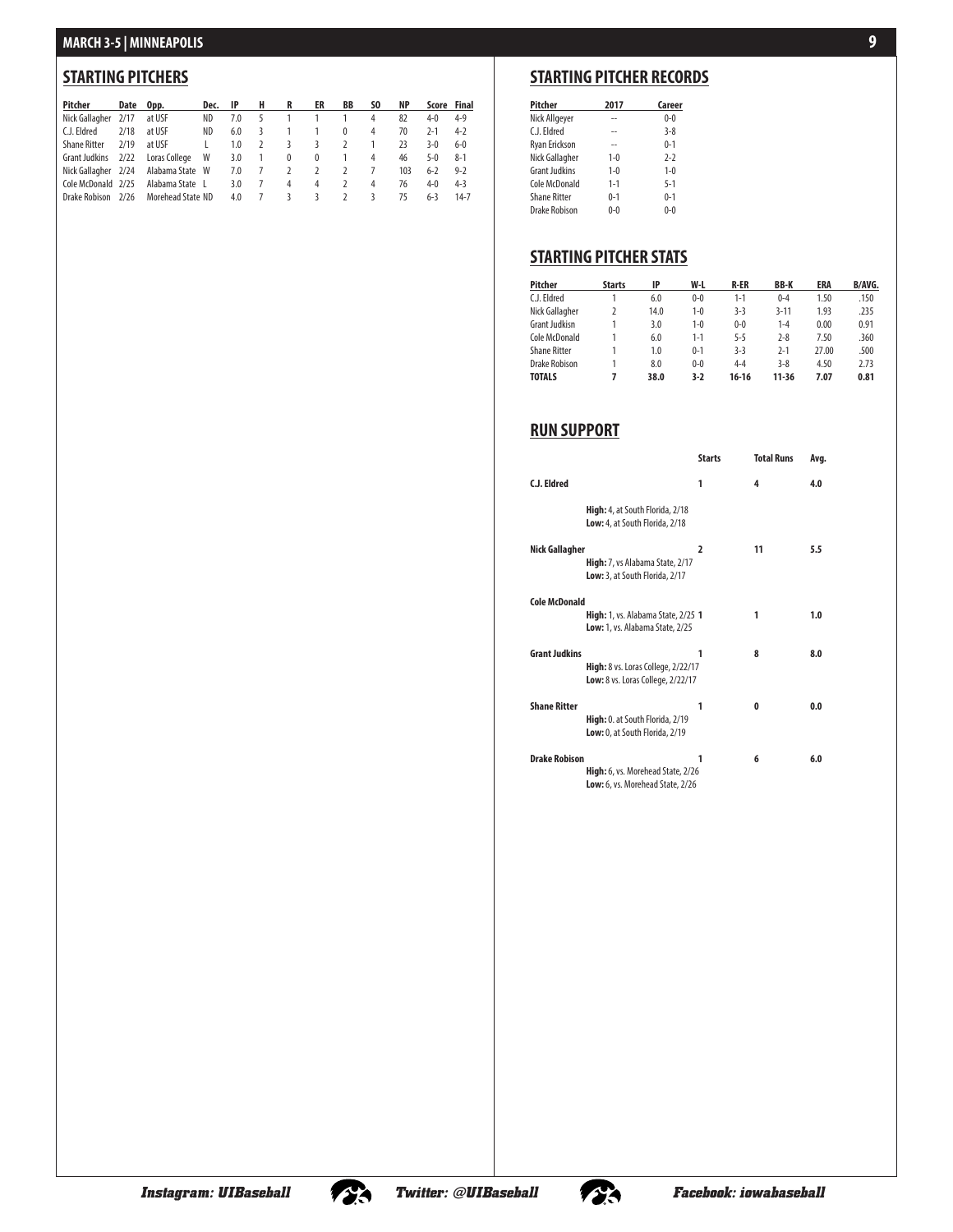## STARTING PITCHERS

| Pitcher | Date | Opp. | Dec. | IP | H | R | ER | BB | SO | NP | Score | Final |
|---|---|---|---|---|---|---|---|---|---|---|---|---|
| Nick Gallagher | 2/17 | at USF | ND | 7.0 | 5 | 1 | 1 | 1 | 4 | 82 | 4-0 | 4-9 |
| C.J. Eldred | 2/18 | at USF | ND | 6.0 | 3 | 1 | 1 | 0 | 4 | 70 | 2-1 | 4-2 |
| Shane Ritter | 2/19 | at USF | L | 1.0 | 2 | 3 | 3 | 2 | 1 | 23 | 3-0 | 6-0 |
| Grant Judkins | 2/22 | Loras College | W | 3.0 | 1 | 0 | 0 | 1 | 4 | 46 | 5-0 | 8-1 |
| Nick Gallagher | 2/24 | Alabama State | W | 7.0 | 7 | 2 | 2 | 2 | 7 | 103 | 6-2 | 9-2 |
| Cole McDonald | 2/25 | Alabama State | L | 3.0 | 7 | 4 | 4 | 2 | 4 | 76 | 4-0 | 4-3 |
| Drake Robison | 2/26 | Morehead State | ND | 4.0 | 7 | 3 | 3 | 2 | 3 | 75 | 6-3 | 14-7 |

## STARTING PITCHER RECORDS

| Pitcher | 2017 | Career |
|---|---|---|
| Nick Allgeyer | -- | 0-0 |
| C.J. Eldred | -- | 3-8 |
| Ryan Erickson | -- | 0-1 |
| Nick Gallagher | 1-0 | 2-2 |
| Grant Judkins | 1-0 | 1-0 |
| Cole McDonald | 1-1 | 5-1 |
| Shane Ritter | 0-1 | 0-1 |
| Drake Robison | 0-0 | 0-0 |

## STARTING PITCHER STATS

| Pitcher | Starts | IP | W-L | R-ER | BB-K | ERA | B/AVG. |
|---|---|---|---|---|---|---|---|
| C.J. Eldred | 1 | 6.0 | 0-0 | 1-1 | 0-4 | 1.50 | .150 |
| Nick Gallagher | 2 | 14.0 | 1-0 | 3-3 | 3-11 | 1.93 | .235 |
| Grant Judkisn | 1 | 3.0 | 1-0 | 0-0 | 1-4 | 0.00 | 0.91 |
| Cole McDonald | 1 | 6.0 | 1-1 | 5-5 | 2-8 | 7.50 | .360 |
| Shane Ritter | 1 | 1.0 | 0-1 | 3-3 | 2-1 | 27.00 | .500 |
| Drake Robison | 1 | 8.0 | 0-0 | 4-4 | 3-8 | 4.50 | 2.73 |
| **TOTALS** | **7** | **38.0** | **3-2** | **16-16** | **11-36** | **7.07** | **0.81** |

## RUN SUPPORT

| | | Starts | Total Runs | Avg. |
|---|---|---|---|---|
| **C.J. Eldred** | | **1** | **4** | **4.0** |
| | **High:** 4, at South Florida, 2/18<br>**Low:** 4, at South Florida, 2/18 | | | |
| **Nick Gallagher** | | **2** | **11** | **5.5** |
| | **High:** 7, vs Alabama State, 2/17<br>**Low:** 3, at South Florida, 2/17 | | | |
| **Cole McDonald** | | | | |
| | **High:** 1, vs. Alabama State, 2/25<br>**Low:** 1, vs. Alabama State, 2/25 | **1** | **1** | **1.0** |
| **Grant Judkins** | | **1** | **8** | **8.0** |
| | **High:** 8 vs. Loras College, 2/22/17<br>**Low:** 8 vs. Loras College, 2/22/17 | | | |
| **Shane Ritter** | | **1** | **0** | **0.0** |
| | **High:** 0. at South Florida, 2/19<br>**Low:** 0, at South Florida, 2/19 | | | |
| **Drake Robison** | | **1** | **6** | **6.0** |
| | **High:** 6, vs. Morehead State, 2/26<br>**Low:** 6, vs. Morehead State, 2/26 | | | |

***Instagram: UIBaseball*** ***Twitter: @UIBaseball*** ***Facebook: iowabaseball***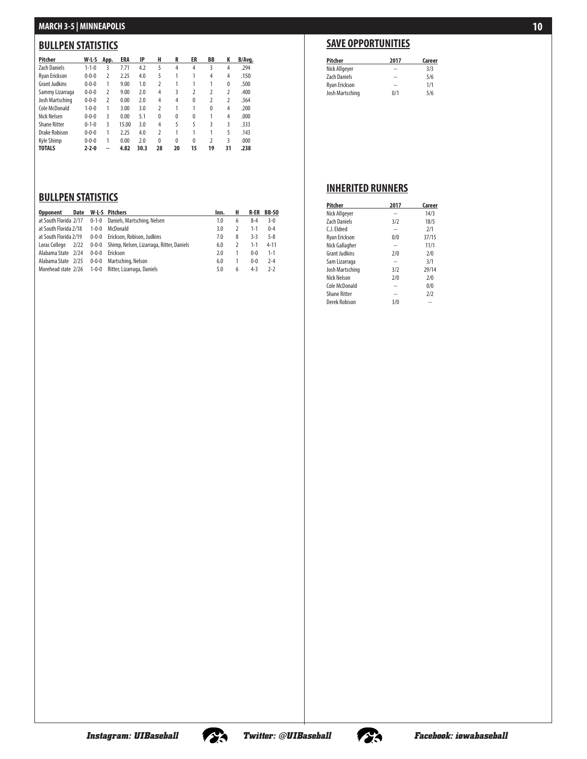## BULLPEN STATISTICS

| Pitcher | W-L-S | App. | ERA | IP | H | R | ER | BB | K | B/Avg. |
|---|---|---|---|---|---|---|---|---|---|---|
| Zach Daniels | 1-1-0 | 3 | 7.71 | 4.2 | 5 | 4 | 4 | 3 | 4 | .294 |
| Ryan Erickson | 0-0-0 | 2 | 2.25 | 4.0 | 5 | 1 | 1 | 4 | 4 | .150 |
| Grant Judkins | 0-0-0 | 1 | 9.00 | 1.0 | 2 | 1 | 1 | 1 | 0 | .500 |
| Sammy Lizarraga | 0-0-0 | 2 | 9.00 | 2.0 | 4 | 3 | 2 | 2 | 2 | .400 |
| Josh Martsching | 0-0-0 | 2 | 0.00 | 2.0 | 4 | 4 | 0 | 2 | 2 | .364 |
| Cole McDonald | 1-0-0 | 1 | 3.00 | 3.0 | 2 | 1 | 1 | 0 | 4 | .200 |
| Nick Nelsen | 0-0-0 | 3 | 0.00 | 5.1 | 0 | 0 | 0 | 1 | 4 | .000 |
| Shane Ritter | 0-1-0 | 3 | 15.00 | 3.0 | 4 | 5 | 5 | 3 | 3 | .333 |
| Drake Robison | 0-0-0 | 1 | 2.25 | 4.0 | 2 | 1 | 1 | 1 | 5 | .143 |
| Kyle Shimp | 0-0-0 | 1 | 0.00 | 2.0 | 0 | 0 | 0 | 2 | 3 | .000 |
| **TOTALS** | **2-2-0** | **--** | **4.82** | **30.3** | **28** | **20** | **15** | **19** | **31** | **.238** |

## BULLPEN STATISTICS

| Opponent | Date | W-L-S | Pitchers | Inn. | H | R-ER | BB-SO |
|---|---|---|---|---|---|---|---|
| at South Florida | 2/17 | 0-1-0 | Daniels, Martsching, Nelsen | 1.0 | 6 | 8-4 | 3-0 |
| at South Florida | 2/18 | 1-0-0 | McDonald | 3.0 | 2 | 1-1 | 0-4 |
| at South Florida | 2/19 | 0-0-0 | Erickson, Robison, Judkins | 7.0 | 8 | 3-3 | 5-8 |
| Loras College | 2/22 | 0-0-0 | Shimp, Nelsen, Lizarraga, Ritter, Daniels | 6.0 | 2 | 1-1 | 4-11 |
| Alabama State | 2/24 | 0-0-0 | Erickson | 2.0 | 1 | 0-0 | 1-1 |
| Alabama State | 2/25 | 0-0-0 | Martsching, Nelson | 6.0 | 1 | 0-0 | 2-4 |
| Morehead state | 2/26 | 1-0-0 | Ritter, Lizarraga, Daniels | 5.0 | 6 | 4-3 | 2-2 |

## SAVE OPPORTUNITIES

| Pitcher | 2017 | Career |
|---|---|---|
| Nick Allgeyer | -- | 3/3 |
| Zach Daniels | -- | 5/6 |
| Ryan Erickson | -- | 1/1 |
| Josh Martsching | 0/1 | 5/6 |

## INHERITED RUNNERS

| Pitcher | 2017 | Career |
|---|---|---|
| Nick Allgeyer | -- | 14/3 |
| Zach Daniels | 3/2 | 18/5 |
| C.J. Eldred | -- | 2/1 |
| Ryan Erickson | 0/0 | 37/15 |
| Nick Gallagher | -- | 11/1 |
| Grant Judkins | 2/0 | 2/0 |
| Sam Lizarraga | -- | 3/1 |
| Josh Martsching | 3/2 | 29/14 |
| Nick Nelson | 2/0 | 2/0 |
| Cole McDonald | -- | 0/0 |
| Shane Ritter | -- | 2/2 |
| Derek Robison | 3/0 | -- |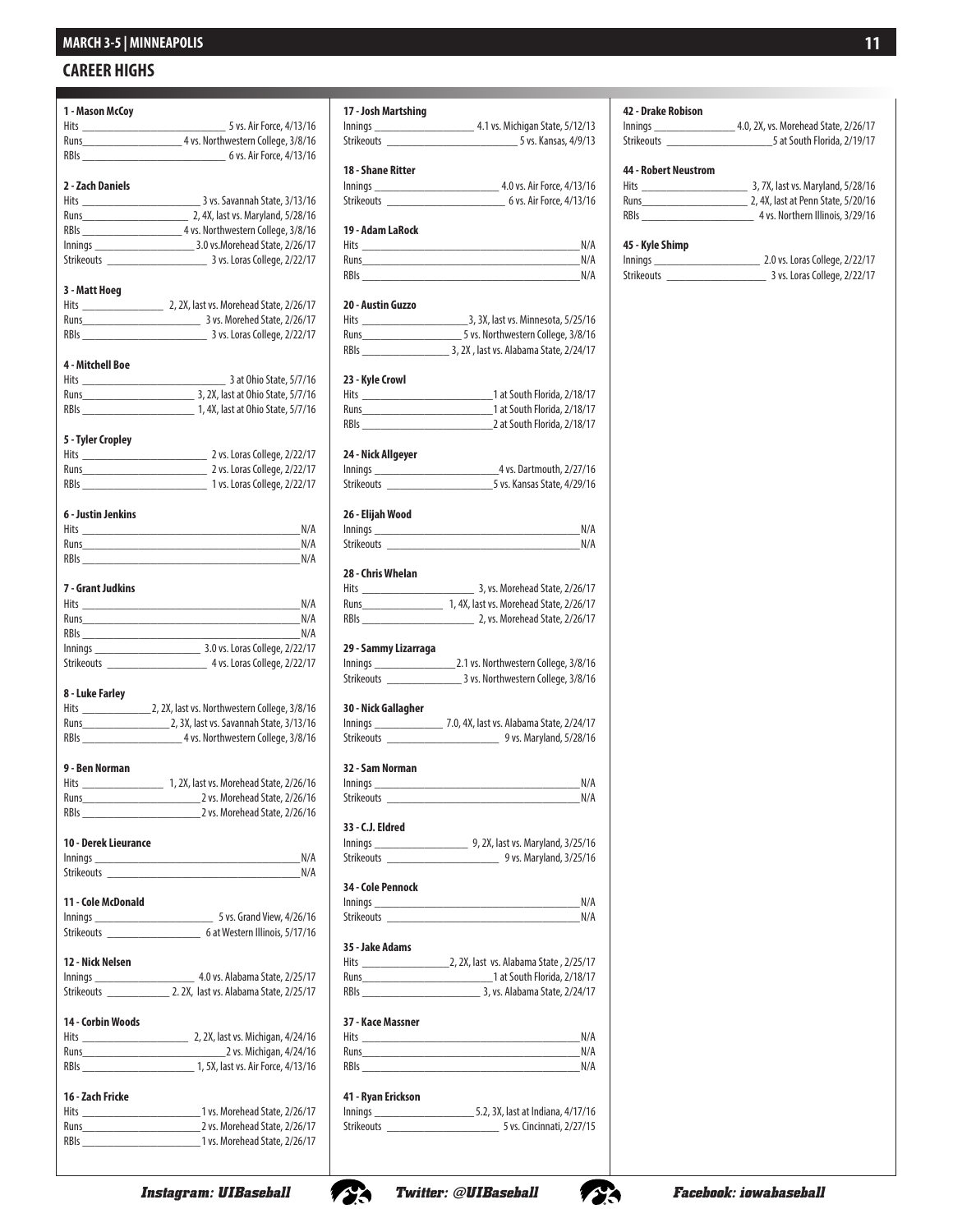## CAREER HIGHS

**1 - Mason McCoy**
Hits — 5 vs. Air Force, 4/13/16
Runs — 4 vs. Northwestern College, 3/8/16
RBIs — 6 vs. Air Force, 4/13/16

**2 - Zach Daniels**
Hits — 3 vs. Savannah State, 3/13/16
Runs — 2, 4X, last vs. Maryland, 5/28/16
RBIs — 4 vs. Northwestern College, 3/8/16
Innings — 3.0 vs.Morehead State, 2/26/17
Strikeouts — 3 vs. Loras College, 2/22/17

**3 - Matt Hoeg**
Hits — 2, 2X, last vs. Morehead State, 2/26/17
Runs — 3 vs. Morehed State, 2/26/17
RBIs — 3 vs. Loras College, 2/22/17

**4 - Mitchell Boe**
Hits — 3 at Ohio State, 5/7/16
Runs — 3, 2X, last at Ohio State, 5/7/16
RBIs — 1, 4X, last at Ohio State, 5/7/16

**5 - Tyler Cropley**
Hits — 2 vs. Loras College, 2/22/17
Runs — 2 vs. Loras College, 2/22/17
RBIs — 1 vs. Loras College, 2/22/17

**6 - Justin Jenkins**
Hits — N/A
Runs — N/A
RBIs — N/A

**7 - Grant Judkins**
Hits — N/A
Runs — N/A
RBIs — N/A
Innings — 3.0 vs. Loras College, 2/22/17
Strikeouts — 4 vs. Loras College, 2/22/17

**8 - Luke Farley**
Hits — 2, 2X, last vs. Northwestern College, 3/8/16
Runs — 2, 3X, last vs. Savannah State, 3/13/16
RBIs — 4 vs. Northwestern College, 3/8/16

**9 - Ben Norman**
Hits — 1, 2X, last vs. Morehead State, 2/26/16
Runs — 2 vs. Morehead State, 2/26/16
RBIs — 2 vs. Morehead State, 2/26/16

**10 - Derek Lieurance**
Innings — N/A
Strikeouts — N/A

**11 - Cole McDonald**
Innings — 5 vs. Grand View, 4/26/16
Strikeouts — 6 at Western Illinois, 5/17/16

**12 - Nick Nelsen**
Innings — 4.0 vs. Alabama State, 2/25/17
Strikeouts — 2. 2X, last vs. Alabama State, 2/25/17

**14 - Corbin Woods**
Hits — 2, 2X, last vs. Michigan, 4/24/16
Runs — 2 vs. Michigan, 4/24/16
RBIs — 1, 5X, last vs. Air Force, 4/13/16

**16 - Zach Fricke**
Hits — 1 vs. Morehead State, 2/26/17
Runs — 2 vs. Morehead State, 2/26/17
RBIs — 1 vs. Morehead State, 2/26/17

**17 - Josh Martshing**
Innings — 4.1 vs. Michigan State, 5/12/13
Strikeouts — 5 vs. Kansas, 4/9/13

**18 - Shane Ritter**
Innings — 4.0 vs. Air Force, 4/13/16
Strikeouts — 6 vs. Air Force, 4/13/16

**19 - Adam LaRock**
Hits — N/A
Runs — N/A
RBIs — N/A

**20 - Austin Guzzo**
Hits — 3, 3X, last vs. Minnesota, 5/25/16
Runs — 5 vs. Northwestern College, 3/8/16
RBIs — 3, 2X , last vs. Alabama State, 2/24/17

**23 - Kyle Crowl**
Hits — 1 at South Florida, 2/18/17
Runs — 1 at South Florida, 2/18/17
RBIs — 2 at South Florida, 2/18/17

**24 - Nick Allgeyer**
Innings — 4 vs. Dartmouth, 2/27/16
Strikeouts — 5 vs. Kansas State, 4/29/16

**26 - Elijah Wood**
Innings — N/A
Strikeouts — N/A

**28 - Chris Whelan**
Hits — 3, vs. Morehead State, 2/26/17
Runs — 1, 4X, last vs. Morehead State, 2/26/17
RBIs — 2, vs. Morehead State, 2/26/17

**29 - Sammy Lizarraga**
Innings — 2.1 vs. Northwestern College, 3/8/16
Strikeouts — 3 vs. Northwestern College, 3/8/16

**30 - Nick Gallagher**
Innings — 7.0, 4X, last vs. Alabama State, 2/24/17
Strikeouts — 9 vs. Maryland, 5/28/16

**32 - Sam Norman**
Innings — N/A
Strikeouts — N/A

**33 - C.J. Eldred**
Innings — 9, 2X, last vs. Maryland, 3/25/16
Strikeouts — 9 vs. Maryland, 3/25/16

**34 - Cole Pennock**
Innings — N/A
Strikeouts — N/A

**35 - Jake Adams**
Hits — 2, 2X, last vs. Alabama State , 2/25/17
Runs — 1 at South Florida, 2/18/17
RBIs — 3, vs. Alabama State, 2/24/17

**37 - Kace Massner**
Hits — N/A
Runs — N/A
RBIs — N/A

**41 - Ryan Erickson**
Innings — 5.2, 3X, last at Indiana, 4/17/16
Strikeouts — 5 vs. Cincinnati, 2/27/15

**42 - Drake Robison**
Innings — 4.0, 2X, vs. Morehead State, 2/26/17
Strikeouts — 5 at South Florida, 2/19/17

**44 - Robert Neustrom**
Hits — 3, 7X, last vs. Maryland, 5/28/16
Runs — 2, 4X, last at Penn State, 5/20/16
RBIs — 4 vs. Northern Illinois, 3/29/16

**45 - Kyle Shimp**
Innings — 2.0 vs. Loras College, 2/22/17
Strikeouts — 3 vs. Loras College, 2/22/17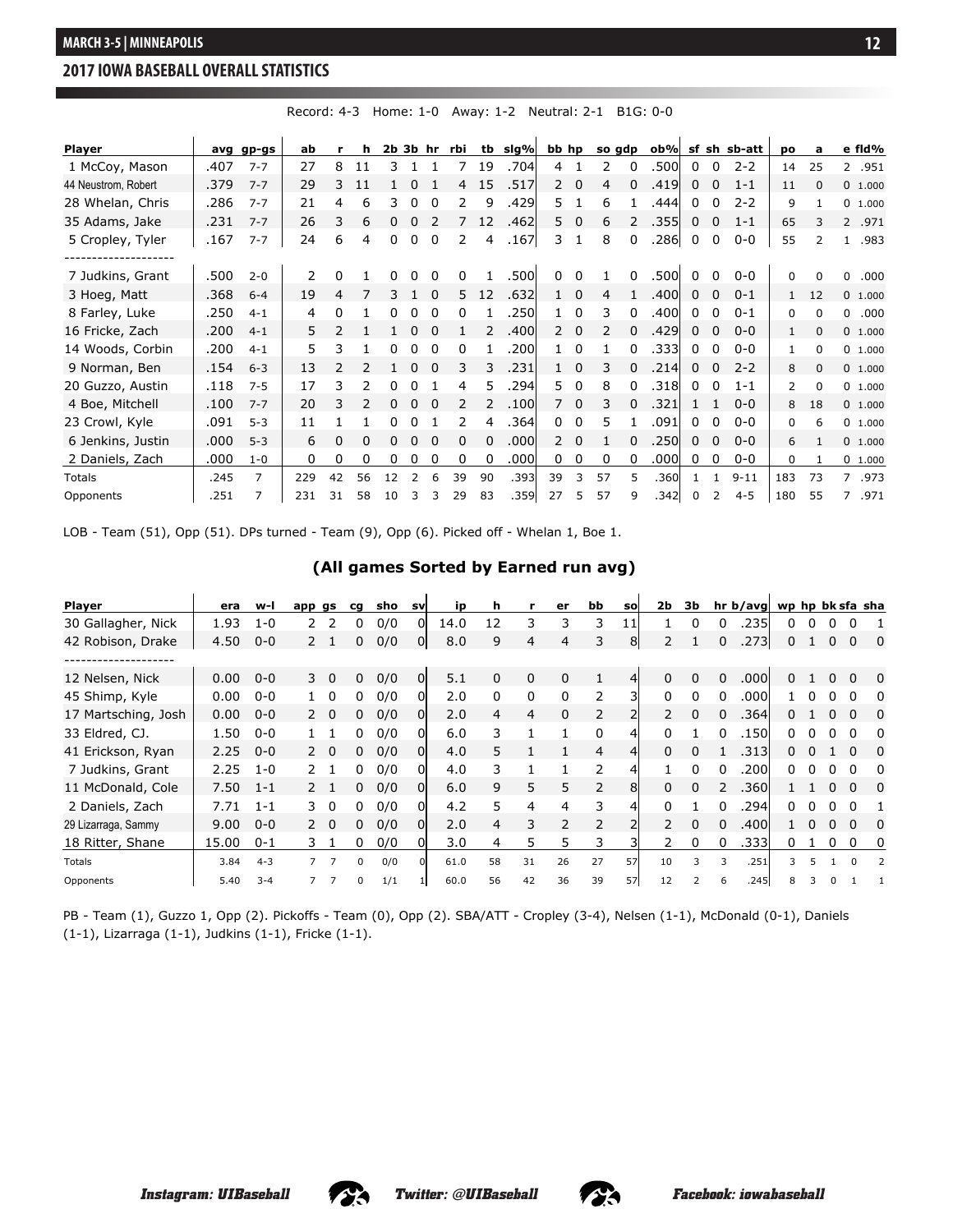## 2017 IOWA BASEBALL OVERALL STATISTICS

Record: 4-3 Home: 1-0 Away: 1-2 Neutral: 2-1 B1G: 0-0

| Player | avg | gp-gs | ab | r | h | 2b | 3b | hr | rbi | tb | slg% | bb | hp | so | gdp | ob% | sf | sh | sb-att | po | a | e | fld% |
|---|---|---|---|---|---|---|---|---|---|---|---|---|---|---|---|---|---|---|---|---|---|---|---|
| 1 McCoy, Mason | .407 | 7-7 | 27 | 8 | 11 | 3 | 1 | 1 | 7 | 19 | .704 | 4 | 1 | 2 | 0 | .500 | 0 | 0 | 2-2 | 14 | 25 | 2 | .951 |
| 44 Neustrom, Robert | .379 | 7-7 | 29 | 3 | 11 | 1 | 0 | 1 | 4 | 15 | .517 | 2 | 0 | 4 | 0 | .419 | 0 | 0 | 1-1 | 11 | 0 | 0 | 1.000 |
| 28 Whelan, Chris | .286 | 7-7 | 21 | 4 | 6 | 3 | 0 | 0 | 2 | 9 | .429 | 5 | 1 | 6 | 1 | .444 | 0 | 0 | 2-2 | 9 | 1 | 0 | 1.000 |
| 35 Adams, Jake | .231 | 7-7 | 26 | 3 | 6 | 0 | 0 | 2 | 7 | 12 | .462 | 5 | 0 | 6 | 2 | .355 | 0 | 0 | 1-1 | 65 | 3 | 2 | .971 |
| 5 Cropley, Tyler | .167 | 7-7 | 24 | 6 | 4 | 0 | 0 | 0 | 2 | 4 | .167 | 3 | 1 | 8 | 0 | .286 | 0 | 0 | 0-0 | 55 | 2 | 1 | .983 |
| -------------------- | | | | | | | | | | | | | | | | | | | | | | | |
| 7 Judkins, Grant | .500 | 2-0 | 2 | 0 | 1 | 0 | 0 | 0 | 0 | 1 | .500 | 0 | 0 | 1 | 0 | .500 | 0 | 0 | 0-0 | 0 | 0 | 0 | .000 |
| 3 Hoeg, Matt | .368 | 6-4 | 19 | 4 | 7 | 3 | 1 | 0 | 5 | 12 | .632 | 1 | 0 | 4 | 1 | .400 | 0 | 0 | 0-1 | 1 | 12 | 0 | 1.000 |
| 8 Farley, Luke | .250 | 4-1 | 4 | 0 | 1 | 0 | 0 | 0 | 0 | 1 | .250 | 1 | 0 | 3 | 0 | .400 | 0 | 0 | 0-1 | 0 | 0 | 0 | .000 |
| 16 Fricke, Zach | .200 | 4-1 | 5 | 2 | 1 | 1 | 0 | 0 | 1 | 2 | .400 | 2 | 0 | 2 | 0 | .429 | 0 | 0 | 0-0 | 1 | 0 | 0 | 1.000 |
| 14 Woods, Corbin | .200 | 4-1 | 5 | 3 | 1 | 0 | 0 | 0 | 0 | 1 | .200 | 1 | 0 | 1 | 0 | .333 | 0 | 0 | 0-0 | 1 | 0 | 0 | 1.000 |
| 9 Norman, Ben | .154 | 6-3 | 13 | 2 | 2 | 1 | 0 | 0 | 3 | 3 | .231 | 1 | 0 | 3 | 0 | .214 | 0 | 0 | 2-2 | 8 | 0 | 0 | 1.000 |
| 20 Guzzo, Austin | .118 | 7-5 | 17 | 3 | 2 | 0 | 0 | 1 | 4 | 5 | .294 | 5 | 0 | 8 | 0 | .318 | 0 | 0 | 1-1 | 2 | 0 | 0 | 1.000 |
| 4 Boe, Mitchell | .100 | 7-7 | 20 | 3 | 2 | 0 | 0 | 0 | 2 | 2 | .100 | 7 | 0 | 3 | 0 | .321 | 1 | 1 | 0-0 | 8 | 18 | 0 | 1.000 |
| 23 Crowl, Kyle | .091 | 5-3 | 11 | 1 | 1 | 0 | 0 | 1 | 2 | 4 | .364 | 0 | 0 | 5 | 1 | .091 | 0 | 0 | 0-0 | 0 | 6 | 0 | 1.000 |
| 6 Jenkins, Justin | .000 | 5-3 | 6 | 0 | 0 | 0 | 0 | 0 | 0 | 0 | .000 | 2 | 0 | 1 | 0 | .250 | 0 | 0 | 0-0 | 6 | 1 | 0 | 1.000 |
| 2 Daniels, Zach | .000 | 1-0 | 0 | 0 | 0 | 0 | 0 | 0 | 0 | 0 | .000 | 0 | 0 | 0 | 0 | .000 | 0 | 0 | 0-0 | 0 | 1 | 0 | 1.000 |
| Totals | .245 | 7 | 229 | 42 | 56 | 12 | 2 | 6 | 39 | 90 | .393 | 39 | 3 | 57 | 5 | .360 | 1 | 1 | 9-11 | 183 | 73 | 7 | .973 |
| Opponents | .251 | 7 | 231 | 31 | 58 | 10 | 3 | 3 | 29 | 83 | .359 | 27 | 5 | 57 | 9 | .342 | 0 | 2 | 4-5 | 180 | 55 | 7 | .971 |

LOB - Team (51), Opp (51). DPs turned - Team (9), Opp (6). Picked off - Whelan 1, Boe 1.

### (All games Sorted by Earned run avg)

| Player | era | w-l | app | gs | cg | sho | sv | ip | h | r | er | bb | so | 2b | 3b | hr | b/avg | wp | hp | bk | sfa | sha |
|---|---|---|---|---|---|---|---|---|---|---|---|---|---|---|---|---|---|---|---|---|---|---|
| 30 Gallagher, Nick | 1.93 | 1-0 | 2 | 2 | 0 | 0/0 | 0 | 14.0 | 12 | 3 | 3 | 3 | 11 | 1 | 0 | 0 | .235 | 0 | 0 | 0 | 0 | 1 |
| 42 Robison, Drake | 4.50 | 0-0 | 2 | 1 | 0 | 0/0 | 0 | 8.0 | 9 | 4 | 4 | 3 | 8 | 2 | 1 | 0 | .273 | 0 | 1 | 0 | 0 | 0 |
| -------------------- | | | | | | | | | | | | | | | | | | | | | | |
| 12 Nelsen, Nick | 0.00 | 0-0 | 3 | 0 | 0 | 0/0 | 0 | 5.1 | 0 | 0 | 0 | 1 | 4 | 0 | 0 | 0 | .000 | 0 | 1 | 0 | 0 | 0 |
| 45 Shimp, Kyle | 0.00 | 0-0 | 1 | 0 | 0 | 0/0 | 0 | 2.0 | 0 | 0 | 0 | 2 | 3 | 0 | 0 | 0 | .000 | 1 | 0 | 0 | 0 | 0 |
| 17 Martsching, Josh | 0.00 | 0-0 | 2 | 0 | 0 | 0/0 | 0 | 2.0 | 4 | 4 | 0 | 2 | 2 | 2 | 0 | 0 | .364 | 0 | 1 | 0 | 0 | 0 |
| 33 Eldred, CJ. | 1.50 | 0-0 | 1 | 1 | 0 | 0/0 | 0 | 6.0 | 3 | 1 | 1 | 0 | 4 | 0 | 1 | 0 | .150 | 0 | 0 | 0 | 0 | 0 |
| 41 Erickson, Ryan | 2.25 | 0-0 | 2 | 0 | 0 | 0/0 | 0 | 4.0 | 5 | 1 | 1 | 4 | 4 | 0 | 0 | 1 | .313 | 0 | 0 | 1 | 0 | 0 |
| 7 Judkins, Grant | 2.25 | 1-0 | 2 | 1 | 0 | 0/0 | 0 | 4.0 | 3 | 1 | 1 | 2 | 4 | 1 | 0 | 0 | .200 | 0 | 0 | 0 | 0 | 0 |
| 11 McDonald, Cole | 7.50 | 1-1 | 2 | 1 | 0 | 0/0 | 0 | 6.0 | 9 | 5 | 5 | 2 | 8 | 0 | 0 | 2 | .360 | 1 | 1 | 0 | 0 | 0 |
| 2 Daniels, Zach | 7.71 | 1-1 | 3 | 0 | 0 | 0/0 | 0 | 4.2 | 5 | 4 | 4 | 3 | 4 | 0 | 1 | 0 | .294 | 0 | 0 | 0 | 0 | 1 |
| 29 Lizarraga, Sammy | 9.00 | 0-0 | 2 | 0 | 0 | 0/0 | 0 | 2.0 | 4 | 3 | 2 | 2 | 2 | 2 | 0 | 0 | .400 | 1 | 0 | 0 | 0 | 0 |
| 18 Ritter, Shane | 15.00 | 0-1 | 3 | 1 | 0 | 0/0 | 0 | 3.0 | 4 | 5 | 5 | 3 | 3 | 2 | 0 | 0 | .333 | 0 | 1 | 0 | 0 | 0 |
| Totals | 3.84 | 4-3 | 7 | 7 | 0 | 0/0 | 0 | 61.0 | 58 | 31 | 26 | 27 | 57 | 10 | 3 | 3 | .251 | 3 | 5 | 1 | 0 | 2 |
| Opponents | 5.40 | 3-4 | 7 | 7 | 0 | 1/1 | 1 | 60.0 | 56 | 42 | 36 | 39 | 57 | 12 | 2 | 6 | .245 | 8 | 3 | 0 | 1 | 1 |

PB - Team (1), Guzzo 1, Opp (2). Pickoffs - Team (0), Opp (2). SBA/ATT - Cropley (3-4), Nelsen (1-1), McDonald (0-1), Daniels (1-1), Lizarraga (1-1), Judkins (1-1), Fricke (1-1).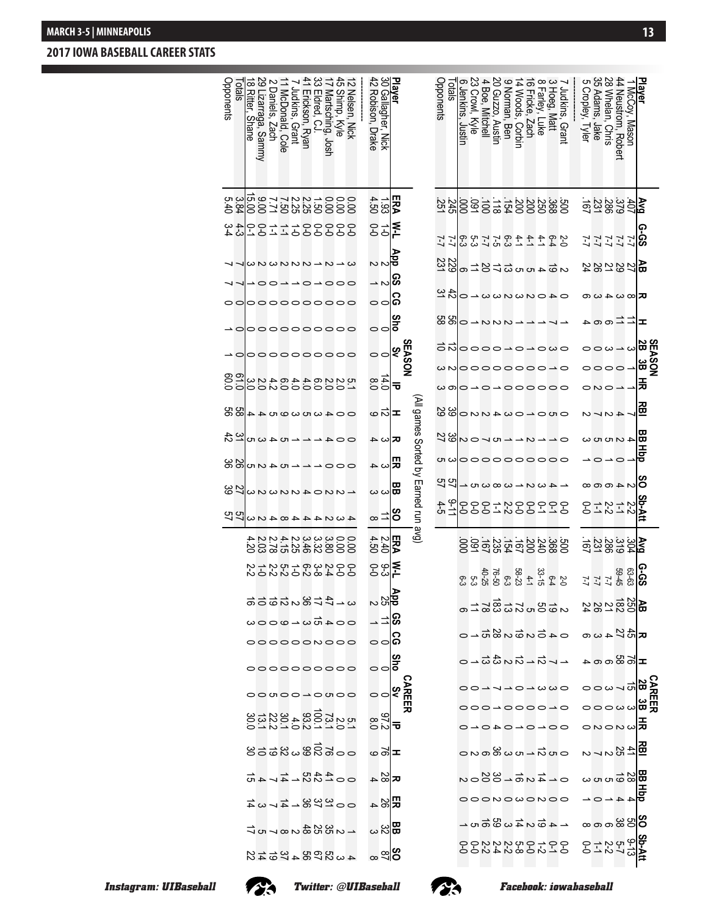## 2017 IOWA BASEBALL CAREER STATS

| Player | SEASON Avg | G-GS | AB | R | H | 2B | 3B | HR | RBI | BB | Hbp | SO | Sb-Att | CAREER Avg | G-GS | AB | R | H | 2B | 3B | HR | RBI | BB | Hbp | SO | Sb-Att |
|---|---|---|---|---|---|---|---|---|---|---|---|---|---|---|---|---|---|---|---|---|---|---|---|---|---|---|
| 1 McCoy, Mason | .407 | 7-7 | 27 | 8 | 11 | 3 | 1 | 1 | 7 | 4 | 1 | 2 | 2-2 | .304 | 63-63 | 250 | 45 | 76 | 15 | 3 | 3 | 41 | 28 | 4 | 50 | 9-13 |
| 44 Neustrom, Robert | .379 | 7-7 | 29 | 3 | 11 | 1 | 0 | 1 | 4 | 2 | 0 | 4 | 1-1 | .319 | 59-45 | 182 | 27 | 58 | 7 | 3 | 2 | 25 | 19 | 4 | 38 | 5-7 |
| 28 Whelan, Chris | .286 | 7-7 | 21 | 4 | 6 | 3 | 0 | 1 | 2 | 5 | 1 | 6 | 2-2 | .286 | 7-7 | 21 | 4 | 6 | 3 | 0 | 1 | 2 | 5 | 1 | 6 | 2-2 |
| 35 Adams, Jake | .231 | 7-7 | 26 | 3 | 6 | 0 | 0 | 2 | 7 | 5 | 0 | 6 | 1-1 | .231 | 7-7 | 26 | 3 | 6 | 0 | 0 | 2 | 7 | 5 | 0 | 6 | 1-1 |
| 5 Cropley, Tyler | .167 | 7-7 | 24 | 6 | 4 | 0 | 0 | 0 | 2 | 3 | 1 | 8 | 0-0 | .167 | 7-7 | 24 | 6 | 4 | 0 | 0 | 0 | 2 | 3 | 1 | 8 | 0-0 |
| ---------- | | | | | | | | | | | | | | | | | | | | | | | | | | |
| 7 Judkins, Grant | .500 | 2-0 | 2 | 0 | 1 | 0 | 0 | 0 | 0 | 0 | 0 | 1 | 0-0 | .500 | 2-0 | 2 | 0 | 1 | 0 | 0 | 0 | 0 | 0 | 0 | 1 | 0-0 |
| 3 Hoeg, Matt | .368 | 6-4 | 19 | 4 | 7 | 3 | 1 | 0 | 5 | 1 | 0 | 4 | 0-1 | .368 | 6-4 | 19 | 4 | 7 | 3 | 1 | 0 | 5 | 1 | 0 | 4 | 0-1 |
| 8 Farley, Luke | .250 | 4-1 | 4 | 0 | 1 | 0 | 0 | 0 | 0 | 1 | 0 | 3 | 0-1 | .240 | 33-15 | 50 | 10 | 12 | 3 | 0 | 0 | 12 | 14 | 2 | 19 | 1-2 |
| 16 Fricke, Zach | .200 | 4-1 | 5 | 2 | 1 | 1 | 0 | 0 | 1 | 2 | 0 | 2 | 0-0 | .200 | 4-1 | 5 | 2 | 1 | 1 | 0 | 0 | 1 | 2 | 0 | 2 | 0-0 |
| 14 Woods, Corbin | .200 | 4-1 | 5 | 3 | 1 | 0 | 0 | 0 | 0 | 1 | 0 | 1 | 0-0 | .167 | 58-23 | 72 | 19 | 12 | 1 | 0 | 1 | 5 | 16 | 3 | 14 | 5-8 |
| 9 Norman, Ben | .154 | 6-3 | 13 | 2 | 2 | 1 | 0 | 1 | 3 | 1 | 0 | 8 | 2-2 | .154 | 6-3 | 13 | 2 | 2 | 1 | 0 | 1 | 3 | 2 | 0 | 3 | 2-2 |
| 20 Gozzo, Austin | .118 | 7-5 | 17 | 3 | 2 | 0 | 0 | 0 | 4 | 5 | 0 | 3 | 1-1 | .235 | 76-50 | 183 | 28 | 43 | 7 | 1 | 4 | 36 | 30 | 2 | 59 | 2-4 |
| 4 Boe, Mitchell | .100 | 7-7 | 20 | 3 | 2 | 0 | 0 | 0 | 2 | 7 | 0 | 3 | 0-0 | .167 | 40-25 | 78 | 15 | 13 | 1 | 0 | 0 | 6 | 20 | 0 | 16 | 2-2 |
| 23 Crowl, Kyle | .091 | 5-3 | 11 | 1 | 1 | 0 | 0 | 0 | 2 | 0 | 0 | 5 | 0-0 | .091 | 5-3 | 11 | 1 | 1 | 0 | 0 | 0 | 2 | 0 | 0 | 5 | 0-0 |
| 6 Jenkins, Justin | .000 | 6-3 | 6 | 0 | 0 | 0 | 0 | 0 | 0 | 2 | 0 | 1 | 0-0 | .000 | 6-3 | 6 | 0 | 0 | 0 | 0 | 0 | 0 | 2 | 0 | 1 | 0-0 |
| Totals | .245 | 7-7 | 229 | 42 | 56 | 12 | 2 | 6 | 39 | 39 | 3 | 57 | 9-11 | | | | | | | | | | | | | |
| Opponents | .251 | 7-7 | 231 | 31 | 58 | 10 | 3 | 3 | 29 | 27 | 5 | 57 | 4-5 | | | | | | | | | | | | | |

(All games Sorted by Earned run avg)

| Player | SEASON ERA | W-L | App | GS | CG | Sho | Sv | IP | H | R | ER | BB | SO | CAREER ERA | W-L | App | GS | CG | Sho | Sv | IP | H | R | ER | BB | SO |
|---|---|---|---|---|---|---|---|---|---|---|---|---|---|---|---|---|---|---|---|---|---|---|---|---|---|---|
| 30 Gallagher, Nick | 1.93 | 1-0 | 2 | 2 | 0 | 0 | 0 | 14.0 | 12 | 3 | 3 | 3 | 11 | 2.40 | 9-3 | 25 | 11 | 0 | 0 | 0 | 97.2 | 76 | 28 | 26 | 32 | 87 |
| 42 Robison, Drake | 4.50 | 0-0 | 2 | 1 | 0 | 0 | 0 | 8.0 | 9 | 4 | 4 | 3 | 8 | 4.50 | 0-0 | 2 | 1 | 0 | 0 | 0 | 8.0 | 9 | 4 | 4 | 3 | 8 |
| ---------- | | | | | | | | | | | | | | | | | | | | | | | | | | |
| 12 Nelsen, Nick | 0.00 | 0-0 | 3 | 0 | 0 | 0 | 0 | 5.1 | 0 | 0 | 0 | 1 | 4 | 0.00 | 0-0 | 3 | 0 | 0 | 0 | 1 | 5.1 | 0 | 0 | 0 | 1 | 4 |
| 45 Shimp, Kyle | 0.00 | 0-0 | 1 | 0 | 0 | 0 | 0 | 2.0 | 0 | 0 | 0 | 2 | 3 | 0.00 | 0-0 | 1 | 0 | 0 | 0 | 0 | 2.0 | 0 | 0 | 0 | 2 | 3 |
| 17 Martsching, Josh | 0.00 | 0-0 | 2 | 0 | 0 | 0 | 0 | 2.0 | 4 | 4 | 0 | 2 | 2 | 3.80 | 2-4 | 47 | 4 | 0 | 0 | 5 | 73.1 | 76 | 41 | 31 | 35 | 52 |
| 33 Eldred, C.J. | 1.50 | 0-0 | 1 | 1 | 0 | 0 | 0 | 6.0 | 3 | 1 | 1 | 0 | 4 | 3.32 | 3-8 | 17 | 15 | 2 | 0 | 0 | 100.1 | 102 | 42 | 37 | 25 | 67 |
| 41 Erickson, Ryan | 2.25 | 0-0 | 2 | 0 | 0 | 0 | 0 | 4.0 | 5 | 1 | 1 | 4 | 4 | 3.46 | 6-2 | 36 | 3 | 0 | 0 | 1 | 93.2 | 99 | 52 | 36 | 48 | 56 |
| 7 Judkins, Grant | 2.25 | 1-0 | 2 | 1 | 0 | 0 | 0 | 4.0 | 3 | 1 | 1 | 2 | 4 | 2.25 | 1-0 | 2 | 1 | 0 | 0 | 0 | 4.0 | 3 | 1 | 1 | 2 | 4 |
| 11 McDonald, Cole | 7.50 | 1-1 | 2 | 1 | 0 | 0 | 0 | 6.0 | 9 | 5 | 5 | 2 | 8 | 4.15 | 5-2 | 12 | 9 | 0 | 0 | 0 | 30.1 | 32 | 14 | 14 | 8 | 37 |
| 2 Daniels, Zach | 7.71 | 1-1 | 3 | 0 | 0 | 0 | 0 | 4.2 | 5 | 4 | 4 | 3 | 4 | 2.78 | 2-2 | 19 | 0 | 0 | 0 | 5 | 22.2 | 19 | 7 | 7 | 7 | 19 |
| 29 Lizarraga, Sammy | 9.00 | 0-0 | 2 | 0 | 0 | 0 | 0 | 2.0 | 4 | 3 | 2 | 2 | 2 | 2.03 | 1-0 | 10 | 0 | 0 | 0 | 0 | 13.1 | 10 | 4 | 3 | 5 | 14 |
| 18 Ritter, Shane | 15.00 | 0-1 | 3 | 1 | 0 | 0 | 0 | 3.0 | 4 | 5 | 5 | 3 | 3 | 4.20 | 2-2 | 16 | 3 | 0 | 0 | 0 | 30.0 | 30 | 15 | 14 | 17 | 22 |
| Totals | 3.84 | 4-3 | 7 | 7 | 0 | 0 | 0 | 61.0 | 58 | 31 | 26 | 27 | 57 | | | | | | | | | | | | | |
| Opponents | 5.40 | 3-4 | 7 | 7 | 0 | 1 | 1 | 60.0 | 56 | 42 | 36 | 39 | 57 | | | | | | | | | | | | | |

*Instagram: UIBaseball* *Twitter: @UIBaseball* *Facebook: iowabaseball*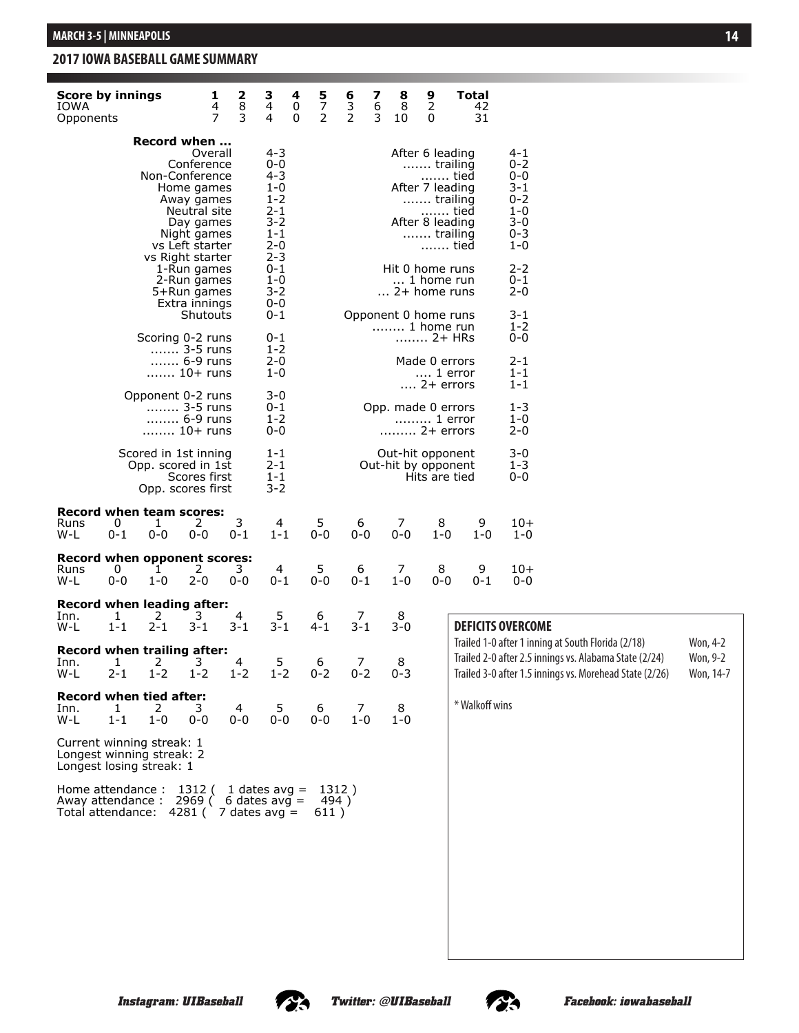## 2017 IOWA BASEBALL GAME SUMMARY

| Score by innings | 1 | 2 | 3 | 4 | 5 | 6 | 7 | 8 | 9 | Total |
|---|---|---|---|---|---|---|---|---|---|---|
| IOWA | 4 | 8 | 4 | 0 | 7 | 3 | 6 | 8 | 2 | 42 |
| Opponents | 7 | 3 | 4 | 0 | 2 | 2 | 3 | 10 | 0 | 31 |

**Record when ...**

| | | | |
|---|---|---|---|
| Overall | 4-3 | After 6 leading | 4-1 |
| Conference | 0-0 | ....... trailing | 0-2 |
| Non-Conference | 4-3 | ....... tied | 0-0 |
| Home games | 1-0 | After 7 leading | 3-1 |
| Away games | 1-2 | ....... trailing | 0-2 |
| Neutral site | 2-1 | ....... tied | 1-0 |
| Day games | 3-2 | After 8 leading | 3-0 |
| Night games | 1-1 | ....... trailing | 0-3 |
| vs Left starter | 2-0 | ....... tied | 1-0 |
| vs Right starter | 2-3 | | |
| 1-Run games | 0-1 | Hit 0 home runs | 2-2 |
| 2-Run games | 1-0 | ... 1 home run | 0-1 |
| 5+Run games | 3-2 | ... 2+ home runs | 2-0 |
| Extra innings | 0-0 | | |
| Shutouts | 0-1 | Opponent 0 home runs | 3-1 |
| | | ........ 1 home run | 1-2 |
| Scoring 0-2 runs | 0-1 | ........ 2+ HRs | 0-0 |
| ....... 3-5 runs | 1-2 | | |
| ....... 6-9 runs | 2-0 | Made 0 errors | 2-1 |
| ....... 10+ runs | 1-0 | .... 1 error | 1-1 |
| | | .... 2+ errors | 1-1 |
| Opponent 0-2 runs | 3-0 | | |
| ........ 3-5 runs | 0-1 | Opp. made 0 errors | 1-3 |
| ........ 6-9 runs | 1-2 | ......... 1 error | 1-0 |
| ........ 10+ runs | 0-0 | ......... 2+ errors | 2-0 |
| | | | |
| Scored in 1st inning | 1-1 | Out-hit opponent | 3-0 |
| Opp. scored in 1st | 2-1 | Out-hit by opponent | 1-3 |
| Scores first | 1-1 | Hits are tied | 0-0 |
| Opp. scores first | 3-2 | | |

**Record when team scores:**

| Runs | 0 | 1 | 2 | 3 | 4 | 5 | 6 | 7 | 8 | 9 | 10+ |
|---|---|---|---|---|---|---|---|---|---|---|---|
| W-L | 0-1 | 0-0 | 0-0 | 0-1 | 1-1 | 0-0 | 0-0 | 0-0 | 1-0 | 1-0 | 1-0 |

**Record when opponent scores:**

| Runs | 0 | 1 | 2 | 3 | 4 | 5 | 6 | 7 | 8 | 9 | 10+ |
|---|---|---|---|---|---|---|---|---|---|---|---|
| W-L | 0-0 | 1-0 | 2-0 | 0-0 | 0-1 | 0-0 | 0-1 | 1-0 | 0-0 | 0-1 | 0-0 |

**Record when leading after:**

| Inn. | 1 | 2 | 3 | 4 | 5 | 6 | 7 | 8 |
|---|---|---|---|---|---|---|---|---|
| W-L | 1-1 | 2-1 | 3-1 | 3-1 | 3-1 | 4-1 | 3-1 | 3-0 |

**Record when trailing after:**

| Inn. | 1 | 2 | 3 | 4 | 5 | 6 | 7 | 8 |
|---|---|---|---|---|---|---|---|---|
| W-L | 2-1 | 1-2 | 1-2 | 1-2 | 1-2 | 0-2 | 0-2 | 0-3 |

**Record when tied after:**

| Inn. | 1 | 2 | 3 | 4 | 5 | 6 | 7 | 8 |
|---|---|---|---|---|---|---|---|---|
| W-L | 1-1 | 1-0 | 0-0 | 0-0 | 0-0 | 0-0 | 1-0 | 1-0 |

Current winning streak: 1
Longest winning streak: 2
Longest losing streak: 1

Home attendance : 1312 ( 1 dates avg = 1312 )
Away attendance : 2969 ( 6 dates avg = 494 )
Total attendance: 4281 ( 7 dates avg = 611 )

### DEFICITS OVERCOME

| | |
|---|---|
| Trailed 1-0 after 1 inning at South Florida (2/18) | Won, 4-2 |
| Trailed 2-0 after 2.5 innings vs. Alabama State (2/24) | Won, 9-2 |
| Trailed 3-0 after 1.5 innings vs. Morehead State (2/26) | Won, 14-7 |

* Walkoff wins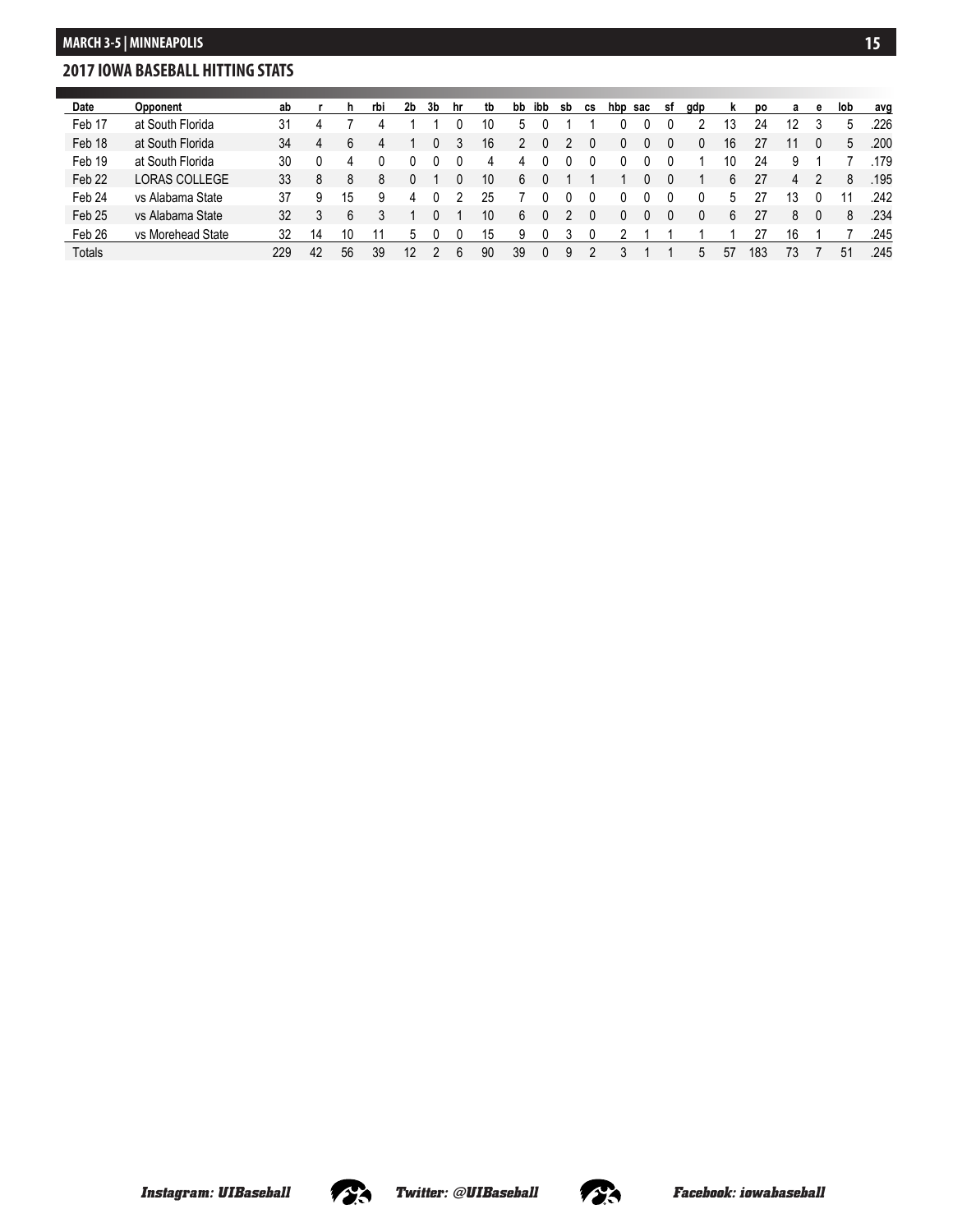## 2017 IOWA BASEBALL HITTING STATS

| Date | Opponent | ab | r | h | rbi | 2b | 3b | hr | tb | bb | ibb | sb | cs | hbp | sac | sf | gdp | k | po | a | e | lob | avg |
|---|---|---|---|---|---|---|---|---|---|---|---|---|---|---|---|---|---|---|---|---|---|---|---|
| Feb 17 | at South Florida | 31 | 4 | 7 | 4 | 1 | 1 | 0 | 10 | 5 | 0 | 1 | 1 | 0 | 0 | 0 | 2 | 13 | 24 | 12 | 3 | 5 | .226 |
| Feb 18 | at South Florida | 34 | 4 | 6 | 4 | 1 | 0 | 3 | 16 | 2 | 0 | 2 | 0 | 0 | 0 | 0 | 0 | 16 | 27 | 11 | 0 | 5 | .200 |
| Feb 19 | at South Florida | 30 | 0 | 4 | 0 | 0 | 0 | 0 | 4 | 4 | 0 | 0 | 0 | 0 | 0 | 0 | 1 | 10 | 24 | 9 | 1 | 7 | .179 |
| Feb 22 | LORAS COLLEGE | 33 | 8 | 8 | 8 | 0 | 1 | 0 | 10 | 6 | 0 | 1 | 1 | 1 | 0 | 0 | 1 | 6 | 27 | 4 | 2 | 8 | .195 |
| Feb 24 | vs Alabama State | 37 | 9 | 15 | 9 | 4 | 0 | 2 | 25 | 7 | 0 | 0 | 0 | 0 | 0 | 0 | 0 | 5 | 27 | 13 | 0 | 11 | .242 |
| Feb 25 | vs Alabama State | 32 | 3 | 6 | 3 | 1 | 0 | 1 | 10 | 6 | 0 | 2 | 0 | 0 | 0 | 0 | 0 | 6 | 27 | 8 | 0 | 8 | .234 |
| Feb 26 | vs Morehead State | 32 | 14 | 10 | 11 | 5 | 0 | 0 | 15 | 9 | 0 | 3 | 0 | 2 | 1 | 1 | 1 | 1 | 27 | 16 | 1 | 7 | .245 |
| Totals | | 229 | 42 | 56 | 39 | 12 | 2 | 6 | 90 | 39 | 0 | 9 | 2 | 3 | 1 | 1 | 5 | 57 | 183 | 73 | 7 | 51 | .245 |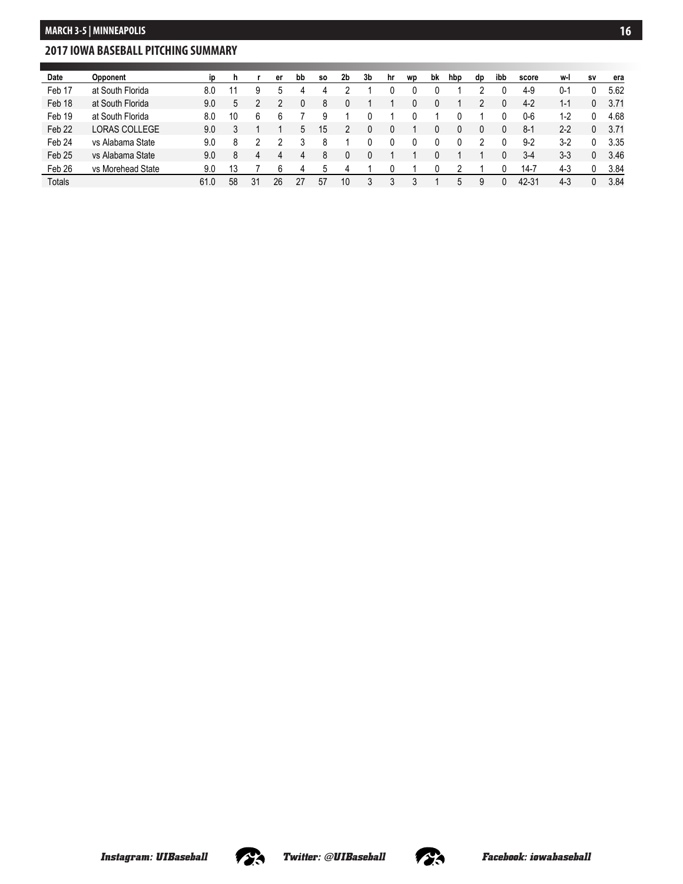## 2017 IOWA BASEBALL PITCHING SUMMARY

| Date | Opponent | ip | h | r | er | bb | so | 2b | 3b | hr | wp | bk | hbp | dp | ibb | score | w-l | sv | era |
|---|---|---|---|---|---|---|---|---|---|---|---|---|---|---|---|---|---|---|---|
| Feb 17 | at South Florida | 8.0 | 11 | 9 | 5 | 4 | 4 | 2 | 1 | 0 | 0 | 0 | 1 | 2 | 0 | 4-9 | 0-1 | 0 | 5.62 |
| Feb 18 | at South Florida | 9.0 | 5 | 2 | 2 | 0 | 8 | 0 | 1 | 1 | 0 | 0 | 1 | 2 | 0 | 4-2 | 1-1 | 0 | 3.71 |
| Feb 19 | at South Florida | 8.0 | 10 | 6 | 6 | 7 | 9 | 1 | 0 | 1 | 0 | 1 | 0 | 1 | 0 | 0-6 | 1-2 | 0 | 4.68 |
| Feb 22 | LORAS COLLEGE | 9.0 | 3 | 1 | 1 | 5 | 15 | 2 | 0 | 0 | 1 | 0 | 0 | 0 | 0 | 8-1 | 2-2 | 0 | 3.71 |
| Feb 24 | vs Alabama State | 9.0 | 8 | 2 | 2 | 3 | 8 | 1 | 0 | 0 | 0 | 0 | 0 | 2 | 0 | 9-2 | 3-2 | 0 | 3.35 |
| Feb 25 | vs Alabama State | 9.0 | 8 | 4 | 4 | 4 | 8 | 0 | 0 | 1 | 1 | 0 | 1 | 1 | 0 | 3-4 | 3-3 | 0 | 3.46 |
| Feb 26 | vs Morehead State | 9.0 | 13 | 7 | 6 | 4 | 5 | 4 | 1 | 0 | 1 | 0 | 2 | 1 | 0 | 14-7 | 4-3 | 0 | 3.84 |
| Totals | | 61.0 | 58 | 31 | 26 | 27 | 57 | 10 | 3 | 3 | 3 | 1 | 5 | 9 | 0 | 42-31 | 4-3 | 0 | 3.84 |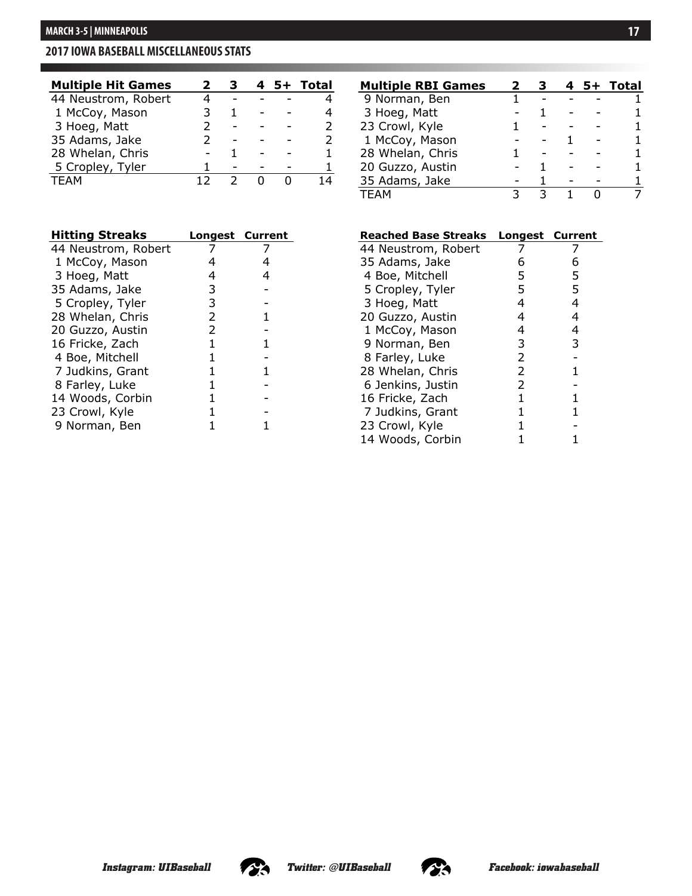## 2017 IOWA BASEBALL MISCELLANEOUS STATS

| Multiple Hit Games | 2 | 3 | 4 | 5+ | Total |
|---|---|---|---|---|---|
| 44 Neustrom, Robert | 4 | - | - | - | 4 |
| 1 McCoy, Mason | 3 | 1 | - | - | 4 |
| 3 Hoeg, Matt | 2 | - | - | - | 2 |
| 35 Adams, Jake | 2 | - | - | - | 2 |
| 28 Whelan, Chris | - | 1 | - | - | 1 |
| 5 Cropley, Tyler | 1 | - | - | - | 1 |
| TEAM | 12 | 2 | 0 | 0 | 14 |

| Multiple RBI Games | 2 | 3 | 4 | 5+ | Total |
|---|---|---|---|---|---|
| 9 Norman, Ben | 1 | - | - | - | 1 |
| 3 Hoeg, Matt | - | 1 | - | - | 1 |
| 23 Crowl, Kyle | 1 | - | - | - | 1 |
| 1 McCoy, Mason | - | - | 1 | - | 1 |
| 28 Whelan, Chris | 1 | - | - | - | 1 |
| 20 Guzzo, Austin | - | 1 | - | - | 1 |
| 35 Adams, Jake | - | 1 | - | - | 1 |
| TEAM | 3 | 3 | 1 | 0 | 7 |

| Hitting Streaks | Longest | Current |
|---|---|---|
| 44 Neustrom, Robert | 7 | 7 |
| 1 McCoy, Mason | 4 | 4 |
| 3 Hoeg, Matt | 4 | 4 |
| 35 Adams, Jake | 3 | - |
| 5 Cropley, Tyler | 3 | - |
| 28 Whelan, Chris | 2 | 1 |
| 20 Guzzo, Austin | 2 | - |
| 16 Fricke, Zach | 1 | 1 |
| 4 Boe, Mitchell | 1 | - |
| 7 Judkins, Grant | 1 | 1 |
| 8 Farley, Luke | 1 | - |
| 14 Woods, Corbin | 1 | - |
| 23 Crowl, Kyle | 1 | - |
| 9 Norman, Ben | 1 | 1 |

| Reached Base Streaks | Longest | Current |
|---|---|---|
| 44 Neustrom, Robert | 7 | 7 |
| 35 Adams, Jake | 6 | 6 |
| 4 Boe, Mitchell | 5 | 5 |
| 5 Cropley, Tyler | 5 | 5 |
| 3 Hoeg, Matt | 4 | 4 |
| 20 Guzzo, Austin | 4 | 4 |
| 1 McCoy, Mason | 4 | 4 |
| 9 Norman, Ben | 3 | 3 |
| 8 Farley, Luke | 2 | - |
| 28 Whelan, Chris | 2 | 1 |
| 6 Jenkins, Justin | 2 | - |
| 16 Fricke, Zach | 1 | 1 |
| 7 Judkins, Grant | 1 | 1 |
| 23 Crowl, Kyle | 1 | - |
| 14 Woods, Corbin | 1 | 1 |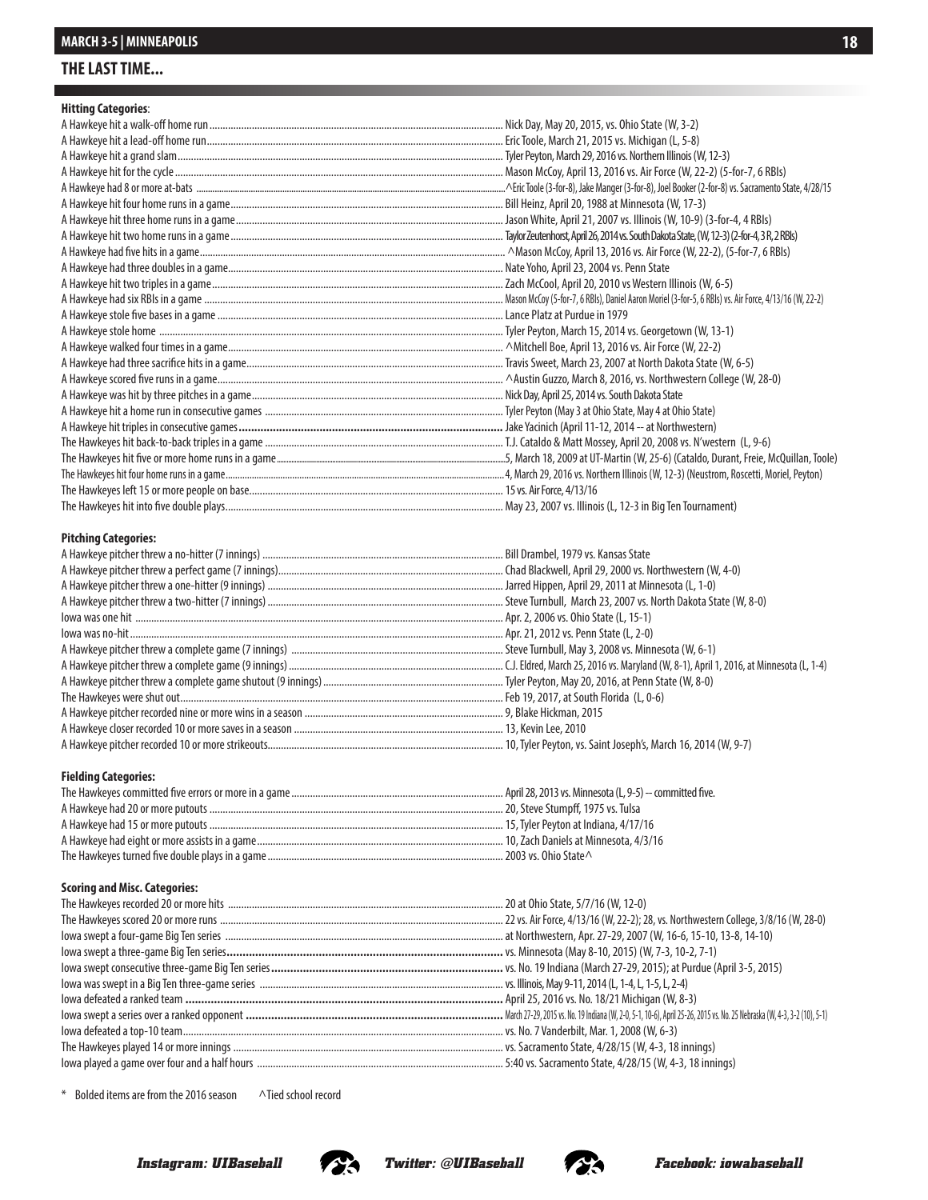## THE LAST TIME...

**Hitting Categories**:

| Category | Last Time |
|---|---|
| A Hawkeye hit a walk-off home run | Nick Day, May 20, 2015, vs. Ohio State (W, 3-2) |
| A Hawkeye hit a lead-off home run | Eric Toole, March 21, 2015 vs. Michigan (L, 5-8) |
| A Hawkeye hit a grand slam | **Tyler Peyton, March 29, 2016 vs. Northern Illinois (W, 12-3)** |
| A Hawkeye hit for the cycle | **Mason McCoy, April 13, 2016 vs. Air Force (W, 22-2) (5-for-7, 6 RBIs)** |
| A Hawkeye had 8 or more at-bats | ^Eric Toole (3-for-8), Jake Manger (3-for-8), Joel Booker (2-for-8) vs. Sacramento State, 4/28/15 |
| A Hawkeye hit four home runs in a game | Bill Heinz, April 20, 1988 at Minnesota (W, 17-3) |
| A Hawkeye hit three home runs in a game | Jason White, April 21, 2007 vs. Illinois (W, 10-9) (3-for-4, 4 RBIs) |
| A Hawkeye hit two home runs in a game | Taylor Zeutenhorst, April 26, 2014 vs. South Dakota State, (W, 12-3) (2-for-4, 3 R, 2 RBIs) |
| A Hawkeye had five hits in a game | **^Mason McCoy, April 13, 2016 vs. Air Force (W, 22-2), (5-for-7, 6 RBIs)** |
| A Hawkeye had three doubles in a game | Nate Yoho, April 23, 2004 vs. Penn State |
| A Hawkeye hit two triples in a game | Zach McCool, April 20, 2010 vs Western Illinois (W, 6-5) |
| A Hawkeye had six RBIs in a game | **Mason McCoy (5-for-7, 6 RBIs), Daniel Aaron Moriel (3-for-5, 6 RBIs) vs. Air Force, 4/13/16 (W, 22-2)** |
| A Hawkeye stole five bases in a game | Lance Platz at Purdue in 1979 |
| A Hawkeye stole home | Tyler Peyton, March 15, 2014 vs. Georgetown (W, 13-1) |
| A Hawkeye walked four times in a game | **^Mitchell Boe, April 13, 2016 vs. Air Force (W, 22-2)** |
| A Hawkeye had three sacrifice hits in a game | Travis Sweet, March 23, 2007 at North Dakota State (W, 6-5) |
| A Hawkeye scored five runs in a game | **^Austin Guzzo, March 8, 2016, vs. Northwestern College (W, 28-0)** |
| A Hawkeye was hit by three pitches in a game | Nick Day, April 25, 2014 vs. South Dakota State |
| A Hawkeye hit a home run in consecutive games | Tyler Peyton (May 3 at Ohio State, May 4 at Ohio State) |
| A Hawkeye hit triples in consecutive games | Jake Yacinich (April 11-12, 2014 -- at Northwestern) |
| The Hawkeyes hit back-to-back triples in a game | T.J. Cataldo & Matt Mossey, April 20, 2008 vs. N'western (L, 9-6) |
| The Hawkeyes hit five or more home runs in a game | 5, March 18, 2009 at UT-Martin (W, 25-6) (Cataldo, Durant, Freie, McQuillan, Toole) |
| The Hawkeyes hit four home runs in a game | **4, March 29, 2016 vs. Northern Illinois (W, 12-3) (Neustrom, Roscetti, Moriel, Peyton)** |
| The Hawkeyes left 15 or more people on base | **15 vs. Air Force, 4/13/16** |
| The Hawkeyes hit into five double plays | May 23, 2007 vs. Illinois (L, 12-3 in Big Ten Tournament) |

**Pitching Categories:**

| Category | Last Time |
|---|---|
| A Hawkeye pitcher threw a no-hitter (7 innings) | Bill Drambel, 1979 vs. Kansas State |
| A Hawkeye pitcher threw a perfect game (7 innings) | Chad Blackwell, April 29, 2000 vs. Northwestern (W, 4-0) |
| A Hawkeye pitcher threw a one-hitter (9 innings) | Jarred Hippen, April 29, 2011 at Minnesota (L, 1-0) |
| A Hawkeye pitcher threw a two-hitter (7 innings) | Steve Turnbull, March 23, 2007 vs. North Dakota State (W, 8-0) |
| Iowa was one hit | Apr. 2, 2006 vs. Ohio State (L, 15-1) |
| Iowa was no-hit | Apr. 21, 2012 vs. Penn State (L, 2-0) |
| A Hawkeye pitcher threw a complete game (7 innings) | Steve Turnbull, May 3, 2008 vs. Minnesota (W, 6-1) |
| A Hawkeye pitcher threw a complete game (9 innings) | **C.J. Eldred, March 25, 2016 vs. Maryland (W, 8-1), April 1, 2016, at Minnesota (L, 1-4)** |
| A Hawkeye pitcher threw a complete game shutout (9 innings) | **Tyler Peyton, May 20, 2016, at Penn State (W, 8-0)** |
| The Hawkeyes were shut out | Feb 19, 2017, at South Florida (L, 0-6) |
| A Hawkeye pitcher recorded nine or more wins in a season | 9, Blake Hickman, 2015 |
| A Hawkeye closer recorded 10 or more saves in a season | 13, Kevin Lee, 2010 |
| A Hawkeye pitcher recorded 10 or more strikeouts | 10, Tyler Peyton, vs. Saint Joseph's, March 16, 2014 (W, 9-7) |

**Fielding Categories:**

| Category | Last Time |
|---|---|
| The Hawkeyes committed five errors or more in a game | April 28, 2013 vs. Minnesota (L, 9-5) -- committed five. |
| A Hawkeye had 20 or more putouts | 20, Steve Stumpff, 1975 vs. Tulsa |
| A Hawkeye had 15 or more putouts | **15, Tyler Peyton at Indiana, 4/17/16** |
| A Hawkeye had eight or more assists in a game | **10, Zach Daniels at Minnesota, 4/3/16** |
| The Hawkeyes turned five double plays in a game | 2003 vs. Ohio State^ |

**Scoring and Misc. Categories:**

| Category | Last Time |
|---|---|
| The Hawkeyes recorded 20 or more hits | **20 at Ohio State, 5/7/16 (W, 12-0)** |
| The Hawkeyes scored 20 or more runs | **22 vs. Air Force, 4/13/16 (W, 22-2); 28, vs. Northwestern College, 3/8/16 (W, 28-0)** |
| Iowa swept a four-game Big Ten series | at Northwestern, Apr. 27-29, 2007 (W, 16-6, 15-10, 13-8, 14-10) |
| Iowa swept a three-game Big Ten series | vs. Minnesota (May 8-10, 2015) (W, 7-3, 10-2, 7-1) |
| Iowa swept consecutive three-game Big Ten series | vs. No. 19 Indiana (March 27-29, 2015); at Purdue (April 3-5, 2015) |
| Iowa was swept in a Big Ten three-game series | vs. Illinois, May 9-11, 2014 (L, 1-4, L, 1-5, L, 2-4) |
| Iowa defeated a ranked team | **April 25, 2016 vs. No. 18/21 Michigan (W, 8-3)** |
| Iowa swept a series over a ranked opponent | March 27-29, 2015 vs. No. 19 Indiana (W, 2-0, 5-1, 10-6), April 25-26, 2015 vs. No. 25 Nebraska (W, 4-3, 3-2 (10), 5-1) |
| Iowa defeated a top-10 team | vs. No. 7 Vanderbilt, Mar. 1, 2008 (W, 6-3) |
| The Hawkeyes played 14 or more innings | vs. Sacramento State, 4/28/15 (W, 4-3, 18 innings) |
| Iowa played a game over four and a half hours | 5:40 vs. Sacramento State, 4/28/15 (W, 4-3, 18 innings) |

\* Bolded items are from the 2016 season ^Tied school record

*Instagram: UIBaseball* *Twitter: @UIBaseball* *Facebook: iowabaseball*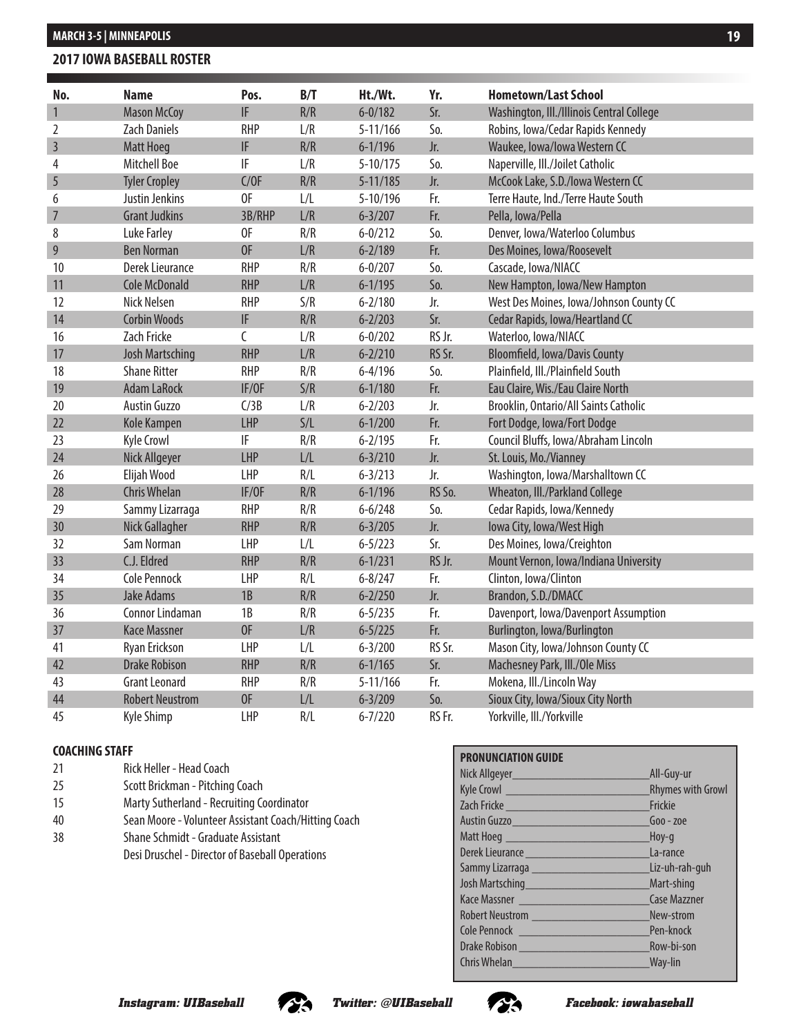## 2017 IOWA BASEBALL ROSTER

| No. | Name | Pos. | B/T | Ht./Wt. | Yr. | Hometown/Last School |
|---|---|---|---|---|---|---|
| 1 | Mason McCoy | IF | R/R | 6-0/182 | Sr. | Washington, Ill./Illinois Central College |
| 2 | Zach Daniels | RHP | L/R | 5-11/166 | So. | Robins, Iowa/Cedar Rapids Kennedy |
| 3 | Matt Hoeg | IF | R/R | 6-1/196 | Jr. | Waukee, Iowa/Iowa Western CC |
| 4 | Mitchell Boe | IF | L/R | 5-10/175 | So. | Naperville, Ill./Joilet Catholic |
| 5 | Tyler Cropley | C/OF | R/R | 5-11/185 | Jr. | McCook Lake, S.D./Iowa Western CC |
| 6 | Justin Jenkins | OF | L/L | 5-10/196 | Fr. | Terre Haute, Ind./Terre Haute South |
| 7 | Grant Judkins | 3B/RHP | L/R | 6-3/207 | Fr. | Pella, Iowa/Pella |
| 8 | Luke Farley | OF | R/R | 6-0/212 | So. | Denver, Iowa/Waterloo Columbus |
| 9 | Ben Norman | OF | L/R | 6-2/189 | Fr. | Des Moines, Iowa/Roosevelt |
| 10 | Derek Lieurance | RHP | R/R | 6-0/207 | So. | Cascade, Iowa/NIACC |
| 11 | Cole McDonald | RHP | L/R | 6-1/195 | So. | New Hampton, Iowa/New Hampton |
| 12 | Nick Nelsen | RHP | S/R | 6-2/180 | Jr. | West Des Moines, Iowa/Johnson County CC |
| 14 | Corbin Woods | IF | R/R | 6-2/203 | Sr. | Cedar Rapids, Iowa/Heartland CC |
| 16 | Zach Fricke | C | L/R | 6-0/202 | RS Jr. | Waterloo, Iowa/NIACC |
| 17 | Josh Martsching | RHP | L/R | 6-2/210 | RS Sr. | Bloomfield, Iowa/Davis County |
| 18 | Shane Ritter | RHP | R/R | 6-4/196 | So. | Plainfield, Ill./Plainfield South |
| 19 | Adam LaRock | IF/OF | S/R | 6-1/180 | Fr. | Eau Claire, Wis./Eau Claire North |
| 20 | Austin Guzzo | C/3B | L/R | 6-2/203 | Jr. | Brooklin, Ontario/All Saints Catholic |
| 22 | Kole Kampen | LHP | S/L | 6-1/200 | Fr. | Fort Dodge, Iowa/Fort Dodge |
| 23 | Kyle Crowl | IF | R/R | 6-2/195 | Fr. | Council Bluffs, Iowa/Abraham Lincoln |
| 24 | Nick Allgeyer | LHP | L/L | 6-3/210 | Jr. | St. Louis, Mo./Vianney |
| 26 | Elijah Wood | LHP | R/L | 6-3/213 | Jr. | Washington, Iowa/Marshalltown CC |
| 28 | Chris Whelan | IF/OF | R/R | 6-1/196 | RS So. | Wheaton, Ill./Parkland College |
| 29 | Sammy Lizarraga | RHP | R/R | 6-6/248 | So. | Cedar Rapids, Iowa/Kennedy |
| 30 | Nick Gallagher | RHP | R/R | 6-3/205 | Jr. | Iowa City, Iowa/West High |
| 32 | Sam Norman | LHP | L/L | 6-5/223 | Sr. | Des Moines, Iowa/Creighton |
| 33 | C.J. Eldred | RHP | R/R | 6-1/231 | RS Jr. | Mount Vernon, Iowa/Indiana University |
| 34 | Cole Pennock | LHP | R/L | 6-8/247 | Fr. | Clinton, Iowa/Clinton |
| 35 | Jake Adams | 1B | R/R | 6-2/250 | Jr. | Brandon, S.D./DMACC |
| 36 | Connor Lindaman | 1B | R/R | 6-5/235 | Fr. | Davenport, Iowa/Davenport Assumption |
| 37 | Kace Massner | OF | L/R | 6-5/225 | Fr. | Burlington, Iowa/Burlington |
| 41 | Ryan Erickson | LHP | L/L | 6-3/200 | RS Sr. | Mason City, Iowa/Johnson County CC |
| 42 | Drake Robison | RHP | R/R | 6-1/165 | Sr. | Machesney Park, Ill./Ole Miss |
| 43 | Grant Leonard | RHP | R/R | 5-11/166 | Fr. | Mokena, Ill./Lincoln Way |
| 44 | Robert Neustrom | OF | L/L | 6-3/209 | So. | Sioux City, Iowa/Sioux City North |
| 45 | Kyle Shimp | LHP | R/L | 6-7/220 | RS Fr. | Yorkville, Ill./Yorkville |

### COACHING STAFF

| | |
|---|---|
| 21 | Rick Heller - Head Coach |
| 25 | Scott Brickman - Pitching Coach |
| 15 | Marty Sutherland - Recruiting Coordinator |
| 40 | Sean Moore - Volunteer Assistant Coach/Hitting Coach |
| 38 | Shane Schmidt - Graduate Assistant |
| | Desi Druschel - Director of Baseball Operations |

### PRONUNCIATION GUIDE

| | |
|---|---|
| Nick Allgeyer | All-Guy-ur |
| Kyle Crowl | Rhymes with Growl |
| Zach Fricke | Frickie |
| Austin Guzzo | Goo - zoe |
| Matt Hoeg | Hoy-g |
| Derek Lieurance | La-rance |
| Sammy Lizarraga | Liz-uh-rah-guh |
| Josh Martsching | Mart-shing |
| Kace Massner | Case Mazzner |
| Robert Neustrom | New-strom |
| Cole Pennock | Pen-knock |
| Drake Robison | Row-bi-son |
| Chris Whelan | Way-lin |

*Instagram: UIBaseball* *Twitter: @UIBaseball* *Facebook: iowabaseball*